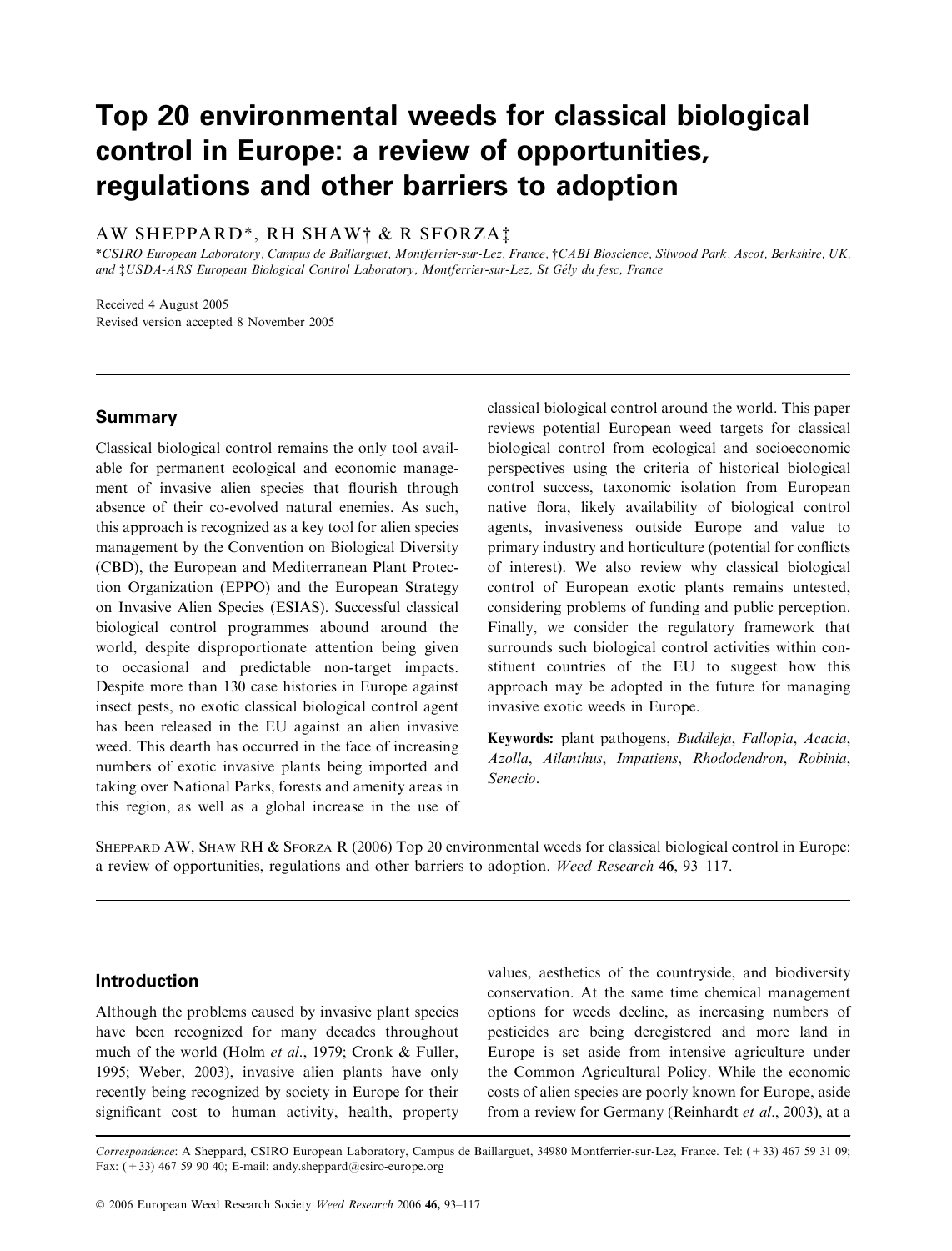# Top 20 environmental weeds for classical biological control in Europe: a review of opportunities, regulations and other barriers to adoption

AW SHEPPARD*, RH SHAW† & R SFORZA‡

*CSIRO European Laboratory, Campus de Baillarguet, Montferrier-sur-Lez, France, †CABI Bioscience, Silwood Park, Ascot, Berkshire, UK, and ‡USDA-ARS European Biological Control Laboratory, Montferrier-sur-Lez, St Gély du fesc, France

Received 4 August 2005
Revised version accepted 8 November 2005

## Summary

Classical biological control remains the only tool available for permanent ecological and economic management of invasive alien species that flourish through absence of their co-evolved natural enemies. As such, this approach is recognized as a key tool for alien species management by the Convention on Biological Diversity (CBD), the European and Mediterranean Plant Protection Organization (EPPO) and the European Strategy on Invasive Alien Species (ESIAS). Successful classical biological control programmes abound around the world, despite disproportionate attention being given to occasional and predictable non-target impacts. Despite more than 130 case histories in Europe against insect pests, no exotic classical biological control agent has been released in the EU against an alien invasive weed. This dearth has occurred in the face of increasing numbers of exotic invasive plants being imported and taking over National Parks, forests and amenity areas in this region, as well as a global increase in the use of classical biological control around the world. This paper reviews potential European weed targets for classical biological control from ecological and socioeconomic perspectives using the criteria of historical biological control success, taxonomic isolation from European native flora, likely availability of biological control agents, invasiveness outside Europe and value to primary industry and horticulture (potential for conflicts of interest). We also review why classical biological control of European exotic plants remains untested, considering problems of funding and public perception. Finally, we consider the regulatory framework that surrounds such biological control activities within constituent countries of the EU to suggest how this approach may be adopted in the future for managing invasive exotic weeds in Europe.

**Keywords:** plant pathogens, *Buddleja*, *Fallopia*, *Acacia*, *Azolla*, *Ailanthus*, *Impatiens*, *Rhododendron*, *Robinia*, *Senecio*.

SHEPPARD AW, SHAW RH & SFORZA R (2006) Top 20 environmental weeds for classical biological control in Europe: a review of opportunities, regulations and other barriers to adoption. *Weed Research* **46**, 93–117.

## Introduction

Although the problems caused by invasive plant species have been recognized for many decades throughout much of the world (Holm *et al*., 1979; Cronk & Fuller, 1995; Weber, 2003), invasive alien plants have only recently being recognized by society in Europe for their significant cost to human activity, health, property values, aesthetics of the countryside, and biodiversity conservation. At the same time chemical management options for weeds decline, as increasing numbers of pesticides are being deregistered and more land in Europe is set aside from intensive agriculture under the Common Agricultural Policy. While the economic costs of alien species are poorly known for Europe, aside from a review for Germany (Reinhardt *et al*., 2003), at a

*Correspondence*: A Sheppard, CSIRO European Laboratory, Campus de Baillarguet, 34980 Montferrier-sur-Lez, France. Tel: (+33) 467 59 31 09; Fax: (+33) 467 59 90 40; E-mail: andy.sheppard@csiro-europe.org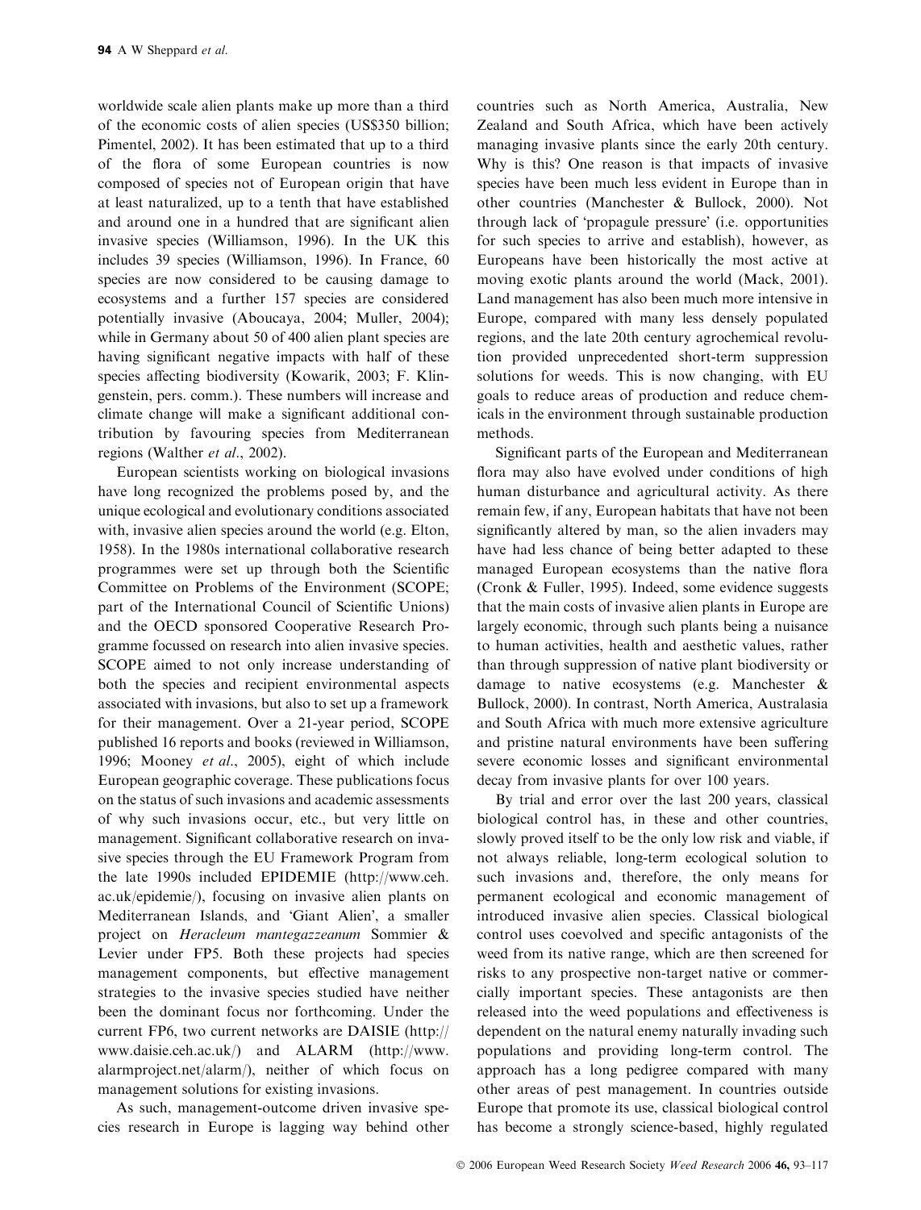worldwide scale alien plants make up more than a third of the economic costs of alien species (US$350 billion; Pimentel, 2002). It has been estimated that up to a third of the flora of some European countries is now composed of species not of European origin that have at least naturalized, up to a tenth that have established and around one in a hundred that are significant alien invasive species (Williamson, 1996). In the UK this includes 39 species (Williamson, 1996). In France, 60 species are now considered to be causing damage to ecosystems and a further 157 species are considered potentially invasive (Aboucaya, 2004; Muller, 2004); while in Germany about 50 of 400 alien plant species are having significant negative impacts with half of these species affecting biodiversity (Kowarik, 2003; F. Klingenstein, pers. comm.). These numbers will increase and climate change will make a significant additional contribution by favouring species from Mediterranean regions (Walther *et al.*, 2002).

European scientists working on biological invasions have long recognized the problems posed by, and the unique ecological and evolutionary conditions associated with, invasive alien species around the world (e.g. Elton, 1958). In the 1980s international collaborative research programmes were set up through both the Scientific Committee on Problems of the Environment (SCOPE; part of the International Council of Scientific Unions) and the OECD sponsored Cooperative Research Programme focussed on research into alien invasive species. SCOPE aimed to not only increase understanding of both the species and recipient environmental aspects associated with invasions, but also to set up a framework for their management. Over a 21-year period, SCOPE published 16 reports and books (reviewed in Williamson, 1996; Mooney *et al.*, 2005), eight of which include European geographic coverage. These publications focus on the status of such invasions and academic assessments of why such invasions occur, etc., but very little on management. Significant collaborative research on invasive species through the EU Framework Program from the late 1990s included EPIDEMIE (http://www.ceh.ac.uk/epidemie/), focusing on invasive alien plants on Mediterranean Islands, and 'Giant Alien', a smaller project on *Heracleum mantegazzeanum* Sommier & Levier under FP5. Both these projects had species management components, but effective management strategies to the invasive species studied have neither been the dominant focus nor forthcoming. Under the current FP6, two current networks are DAISIE (http://www.daisie.ceh.ac.uk/) and ALARM (http://www.alarmproject.net/alarm/), neither of which focus on management solutions for existing invasions.

As such, management-outcome driven invasive species research in Europe is lagging way behind other countries such as North America, Australia, New Zealand and South Africa, which have been actively managing invasive plants since the early 20th century. Why is this? One reason is that impacts of invasive species have been much less evident in Europe than in other countries (Manchester & Bullock, 2000). Not through lack of 'propagule pressure' (i.e. opportunities for such species to arrive and establish), however, as Europeans have been historically the most active at moving exotic plants around the world (Mack, 2001). Land management has also been much more intensive in Europe, compared with many less densely populated regions, and the late 20th century agrochemical revolution provided unprecedented short-term suppression solutions for weeds. This is now changing, with EU goals to reduce areas of production and reduce chemicals in the environment through sustainable production methods.

Significant parts of the European and Mediterranean flora may also have evolved under conditions of high human disturbance and agricultural activity. As there remain few, if any, European habitats that have not been significantly altered by man, so the alien invaders may have had less chance of being better adapted to these managed European ecosystems than the native flora (Cronk & Fuller, 1995). Indeed, some evidence suggests that the main costs of invasive alien plants in Europe are largely economic, through such plants being a nuisance to human activities, health and aesthetic values, rather than through suppression of native plant biodiversity or damage to native ecosystems (e.g. Manchester & Bullock, 2000). In contrast, North America, Australasia and South Africa with much more extensive agriculture and pristine natural environments have been suffering severe economic losses and significant environmental decay from invasive plants for over 100 years.

By trial and error over the last 200 years, classical biological control has, in these and other countries, slowly proved itself to be the only low risk and viable, if not always reliable, long-term ecological solution to such invasions and, therefore, the only means for permanent ecological and economic management of introduced invasive alien species. Classical biological control uses coevolved and specific antagonists of the weed from its native range, which are then screened for risks to any prospective non-target native or commercially important species. These antagonists are then released into the weed populations and effectiveness is dependent on the natural enemy naturally invading such populations and providing long-term control. The approach has a long pedigree compared with many other areas of pest management. In countries outside Europe that promote its use, classical biological control has become a strongly science-based, highly regulated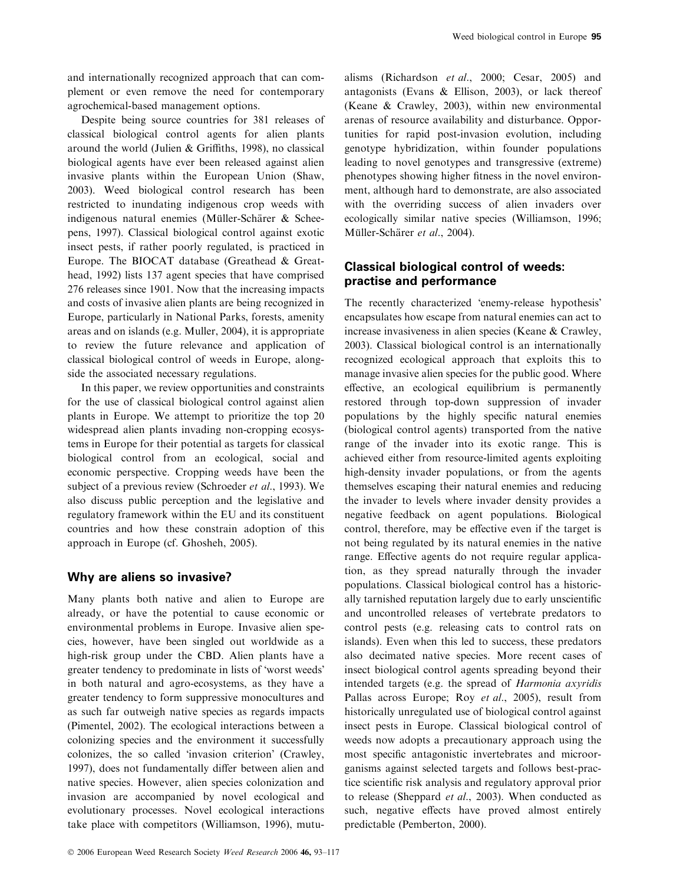and internationally recognized approach that can complement or even remove the need for contemporary agrochemical-based management options.

Despite being source countries for 381 releases of classical biological control agents for alien plants around the world (Julien & Griffiths, 1998), no classical biological agents have ever been released against alien invasive plants within the European Union (Shaw, 2003). Weed biological control research has been restricted to inundating indigenous crop weeds with indigenous natural enemies (Müller-Schärer & Scheepens, 1997). Classical biological control against exotic insect pests, if rather poorly regulated, is practiced in Europe. The BIOCAT database (Greathead & Greathead, 1992) lists 137 agent species that have comprised 276 releases since 1901. Now that the increasing impacts and costs of invasive alien plants are being recognized in Europe, particularly in National Parks, forests, amenity areas and on islands (e.g. Muller, 2004), it is appropriate to review the future relevance and application of classical biological control of weeds in Europe, alongside the associated necessary regulations.

In this paper, we review opportunities and constraints for the use of classical biological control against alien plants in Europe. We attempt to prioritize the top 20 widespread alien plants invading non-cropping ecosystems in Europe for their potential as targets for classical biological control from an ecological, social and economic perspective. Cropping weeds have been the subject of a previous review (Schroeder *et al.*, 1993). We also discuss public perception and the legislative and regulatory framework within the EU and its constituent countries and how these constrain adoption of this approach in Europe (cf. Ghosheh, 2005).

## Why are aliens so invasive?

Many plants both native and alien to Europe are already, or have the potential to cause economic or environmental problems in Europe. Invasive alien species, however, have been singled out worldwide as a high-risk group under the CBD. Alien plants have a greater tendency to predominate in lists of 'worst weeds' in both natural and agro-ecosystems, as they have a greater tendency to form suppressive monocultures and as such far outweigh native species as regards impacts (Pimentel, 2002). The ecological interactions between a colonizing species and the environment it successfully colonizes, the so called 'invasion criterion' (Crawley, 1997), does not fundamentally differ between alien and native species. However, alien species colonization and invasion are accompanied by novel ecological and evolutionary processes. Novel ecological interactions take place with competitors (Williamson, 1996), mutualisms (Richardson *et al.*, 2000; Cesar, 2005) and antagonists (Evans & Ellison, 2003), or lack thereof (Keane & Crawley, 2003), within new environmental arenas of resource availability and disturbance. Opportunities for rapid post-invasion evolution, including genotype hybridization, within founder populations leading to novel genotypes and transgressive (extreme) phenotypes showing higher fitness in the novel environment, although hard to demonstrate, are also associated with the overriding success of alien invaders over ecologically similar native species (Williamson, 1996; Müller-Schärer *et al.*, 2004).

## Classical biological control of weeds: practise and performance

The recently characterized 'enemy-release hypothesis' encapsulates how escape from natural enemies can act to increase invasiveness in alien species (Keane & Crawley, 2003). Classical biological control is an internationally recognized ecological approach that exploits this to manage invasive alien species for the public good. Where effective, an ecological equilibrium is permanently restored through top-down suppression of invader populations by the highly specific natural enemies (biological control agents) transported from the native range of the invader into its exotic range. This is achieved either from resource-limited agents exploiting high-density invader populations, or from the agents themselves escaping their natural enemies and reducing the invader to levels where invader density provides a negative feedback on agent populations. Biological control, therefore, may be effective even if the target is not being regulated by its natural enemies in the native range. Effective agents do not require regular application, as they spread naturally through the invader populations. Classical biological control has a historically tarnished reputation largely due to early unscientific and uncontrolled releases of vertebrate predators to control pests (e.g. releasing cats to control rats on islands). Even when this led to success, these predators also decimated native species. More recent cases of insect biological control agents spreading beyond their intended targets (e.g. the spread of *Harmonia axyridis* Pallas across Europe; Roy *et al.*, 2005), result from historically unregulated use of biological control against insect pests in Europe. Classical biological control of weeds now adopts a precautionary approach using the most specific antagonistic invertebrates and microorganisms against selected targets and follows best-practice scientific risk analysis and regulatory approval prior to release (Sheppard *et al.*, 2003). When conducted as such, negative effects have proved almost entirely predictable (Pemberton, 2000).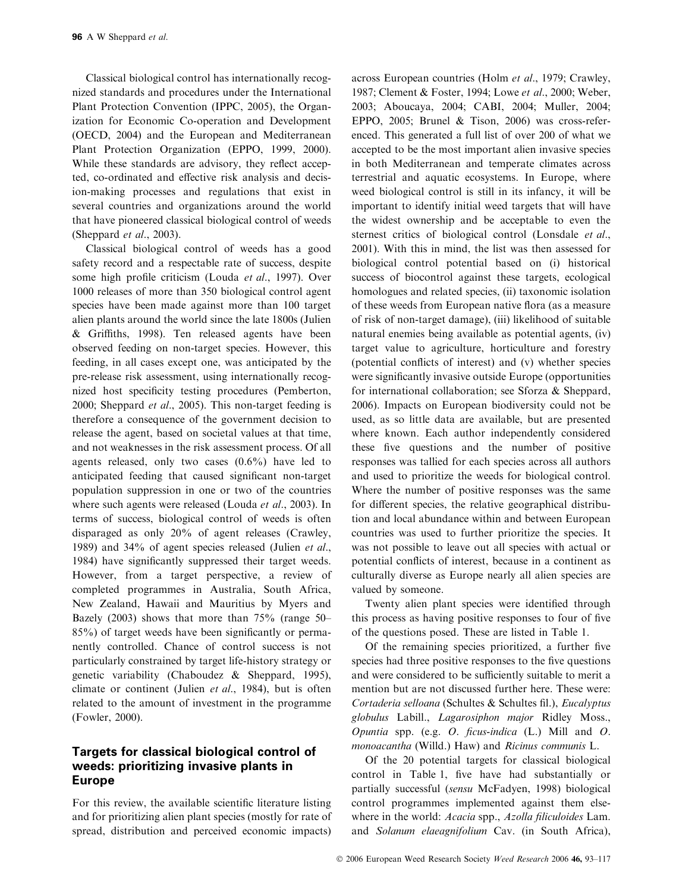Classical biological control has internationally recognized standards and procedures under the International Plant Protection Convention (IPPC, 2005), the Organization for Economic Co-operation and Development (OECD, 2004) and the European and Mediterranean Plant Protection Organization (EPPO, 1999, 2000). While these standards are advisory, they reflect accepted, co-ordinated and effective risk analysis and decision-making processes and regulations that exist in several countries and organizations around the world that have pioneered classical biological control of weeds (Sheppard *et al*., 2003).

Classical biological control of weeds has a good safety record and a respectable rate of success, despite some high profile criticism (Louda *et al*., 1997). Over 1000 releases of more than 350 biological control agent species have been made against more than 100 target alien plants around the world since the late 1800s (Julien & Griffiths, 1998). Ten released agents have been observed feeding on non-target species. However, this feeding, in all cases except one, was anticipated by the pre-release risk assessment, using internationally recognized host specificity testing procedures (Pemberton, 2000; Sheppard *et al*., 2005). This non-target feeding is therefore a consequence of the government decision to release the agent, based on societal values at that time, and not weaknesses in the risk assessment process. Of all agents released, only two cases (0.6%) have led to anticipated feeding that caused significant non-target population suppression in one or two of the countries where such agents were released (Louda *et al*., 2003). In terms of success, biological control of weeds is often disparaged as only 20% of agent releases (Crawley, 1989) and 34% of agent species released (Julien *et al*., 1984) have significantly suppressed their target weeds. However, from a target perspective, a review of completed programmes in Australia, South Africa, New Zealand, Hawaii and Mauritius by Myers and Bazely (2003) shows that more than 75% (range 50–85%) of target weeds have been significantly or permanently controlled. Chance of control success is not particularly constrained by target life-history strategy or genetic variability (Chaboudez & Sheppard, 1995), climate or continent (Julien *et al*., 1984), but is often related to the amount of investment in the programme (Fowler, 2000).

## Targets for classical biological control of weeds: prioritizing invasive plants in Europe

For this review, the available scientific literature listing and for prioritizing alien plant species (mostly for rate of spread, distribution and perceived economic impacts) across European countries (Holm *et al*., 1979; Crawley, 1987; Clement & Foster, 1994; Lowe *et al*., 2000; Weber, 2003; Aboucaya, 2004; CABI, 2004; Muller, 2004; EPPO, 2005; Brunel & Tison, 2006) was cross-referenced. This generated a full list of over 200 of what we accepted to be the most important alien invasive species in both Mediterranean and temperate climates across terrestrial and aquatic ecosystems. In Europe, where weed biological control is still in its infancy, it will be important to identify initial weed targets that will have the widest ownership and be acceptable to even the sternest critics of biological control (Lonsdale *et al*., 2001). With this in mind, the list was then assessed for biological control potential based on (i) historical success of biocontrol against these targets, ecological homologues and related species, (ii) taxonomic isolation of these weeds from European native flora (as a measure of risk of non-target damage), (iii) likelihood of suitable natural enemies being available as potential agents, (iv) target value to agriculture, horticulture and forestry (potential conflicts of interest) and (v) whether species were significantly invasive outside Europe (opportunities for international collaboration; see Sforza & Sheppard, 2006). Impacts on European biodiversity could not be used, as so little data are available, but are presented where known. Each author independently considered these five questions and the number of positive responses was tallied for each species across all authors and used to prioritize the weeds for biological control. Where the number of positive responses was the same for different species, the relative geographical distribution and local abundance within and between European countries was used to further prioritize the species. It was not possible to leave out all species with actual or potential conflicts of interest, because in a continent as culturally diverse as Europe nearly all alien species are valued by someone.

Twenty alien plant species were identified through this process as having positive responses to four of five of the questions posed. These are listed in Table 1.

Of the remaining species prioritized, a further five species had three positive responses to the five questions and were considered to be sufficiently suitable to merit a mention but are not discussed further here. These were: *Cortaderia selloana* (Schultes & Schultes fil.), *Eucalyptus globulus* Labill., *Lagarosiphon major* Ridley Moss., *Opuntia* spp. (e.g. *O. ficus-indica* (L.) Mill and *O. monoacantha* (Willd.) Haw) and *Ricinus communis* L.

Of the 20 potential targets for classical biological control in Table 1, five have had substantially or partially successful (*sensu* McFadyen, 1998) biological control programmes implemented against them elsewhere in the world: *Acacia* spp., *Azolla filiculoides* Lam. and *Solanum elaeagnifolium* Cav. (in South Africa),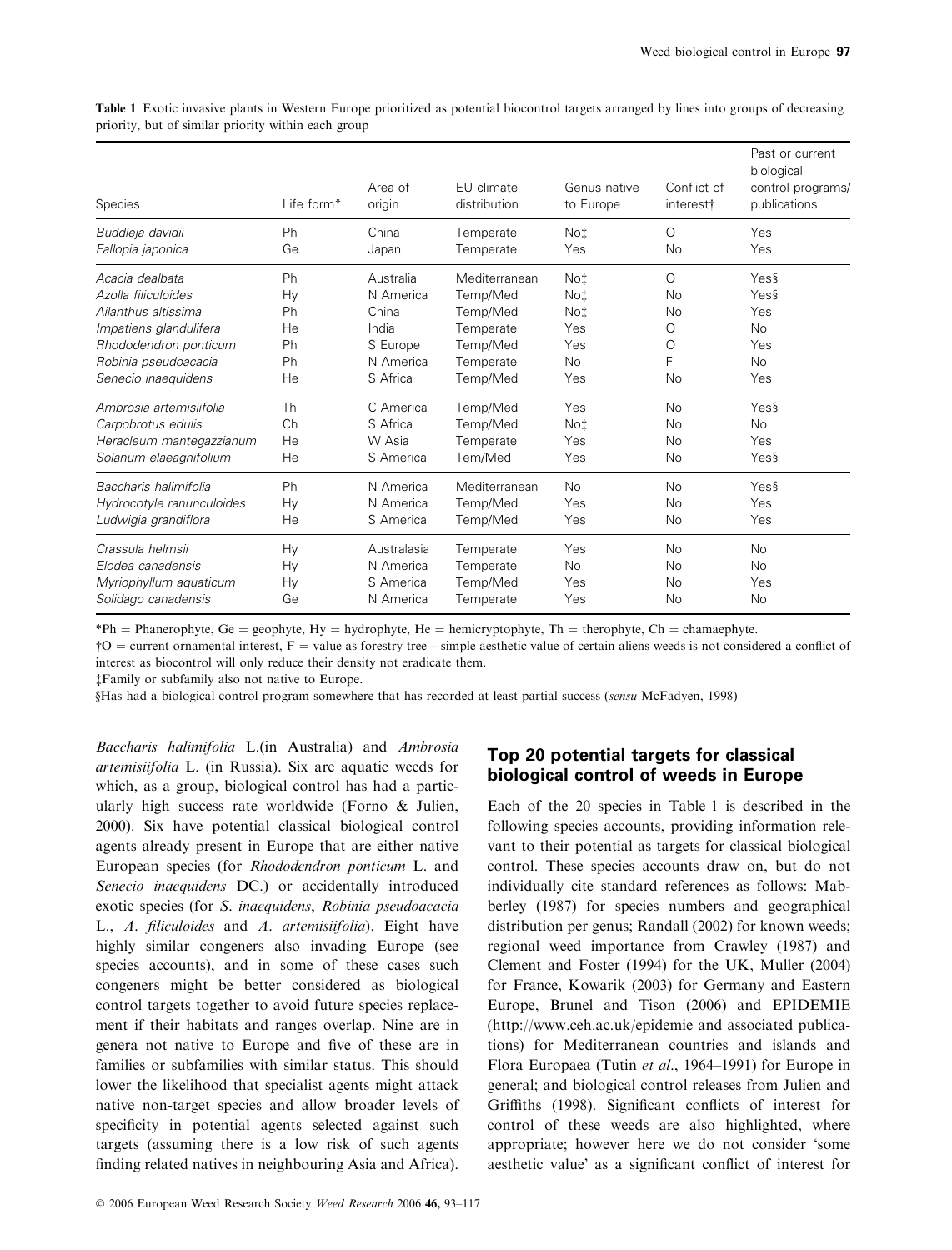**Table 1** Exotic invasive plants in Western Europe prioritized as potential biocontrol targets arranged by lines into groups of decreasing priority, but of similar priority within each group

| Species | Life form* | Area of origin | EU climate distribution | Genus native to Europe | Conflict of interest† | Past or current biological control programs/ publications |
|---|---|---|---|---|---|---|
| *Buddleja davidii* | Ph | China | Temperate | No‡ | O | Yes |
| *Fallopia japonica* | Ge | Japan | Temperate | Yes | No | Yes |
| *Acacia dealbata* | Ph | Australia | Mediterranean | No‡ | O | Yes§ |
| *Azolla filiculoides* | Hy | N America | Temp/Med | No‡ | No | Yes§ |
| *Ailanthus altissima* | Ph | China | Temp/Med | No‡ | No | Yes |
| *Impatiens glandulifera* | He | India | Temperate | Yes | O | No |
| *Rhododendron ponticum* | Ph | S Europe | Temp/Med | Yes | O | Yes |
| *Robinia pseudoacacia* | Ph | N America | Temperate | No | F | No |
| *Senecio inaequidens* | He | S Africa | Temp/Med | Yes | No | Yes |
| *Ambrosia artemisiifolia* | Th | C America | Temp/Med | Yes | No | Yes§ |
| *Carpobrotus edulis* | Ch | S Africa | Temp/Med | No‡ | No | No |
| *Heracleum mantegazzianum* | He | W Asia | Temperate | Yes | No | Yes |
| *Solanum elaeagnifolium* | He | S America | Tem/Med | Yes | No | Yes§ |
| *Baccharis halimifolia* | Ph | N America | Mediterranean | No | No | Yes§ |
| *Hydrocotyle ranunculoides* | Hy | N America | Temp/Med | Yes | No | Yes |
| *Ludwigia grandiflora* | He | S America | Temp/Med | Yes | No | Yes |
| *Crassula helmsii* | Hy | Australasia | Temperate | Yes | No | No |
| *Elodea canadensis* | Hy | N America | Temperate | No | No | No |
| *Myriophyllum aquaticum* | Hy | S America | Temp/Med | Yes | No | Yes |
| *Solidago canadensis* | Ge | N America | Temperate | Yes | No | No |

*Ph = Phanerophyte, Ge = geophyte, Hy = hydrophyte, He = hemicryptophyte, Th = therophyte, Ch = chamaephyte.

†O = current ornamental interest, F = value as forestry tree – simple aesthetic value of certain aliens weeds is not considered a conflict of interest as biocontrol will only reduce their density not eradicate them.

‡Family or subfamily also not native to Europe.

§Has had a biological control program somewhere that has recorded at least partial success (*sensu* McFadyen, 1998)

*Baccharis halimifolia* L.(in Australia) and *Ambrosia artemisiifolia* L. (in Russia). Six are aquatic weeds for which, as a group, biological control has had a particularly high success rate worldwide (Forno & Julien, 2000). Six have potential classical biological control agents already present in Europe that are either native European species (for *Rhododendron ponticum* L. and *Senecio inaequidens* DC.) or accidentally introduced exotic species (for *S. inaequidens*, *Robinia pseudoacacia* L., *A. filiculoides* and *A. artemisiifolia*). Eight have highly similar congeners also invading Europe (see species accounts), and in some of these cases such congeners might be better considered as biological control targets together to avoid future species replacement if their habitats and ranges overlap. Nine are in genera not native to Europe and five of these are in families or subfamilies with similar status. This should lower the likelihood that specialist agents might attack native non-target species and allow broader levels of specificity in potential agents selected against such targets (assuming there is a low risk of such agents finding related natives in neighbouring Asia and Africa).

## Top 20 potential targets for classical biological control of weeds in Europe

Each of the 20 species in Table 1 is described in the following species accounts, providing information relevant to their potential as targets for classical biological control. These species accounts draw on, but do not individually cite standard references as follows: Mabberley (1987) for species numbers and geographical distribution per genus; Randall (2002) for known weeds; regional weed importance from Crawley (1987) and Clement and Foster (1994) for the UK, Muller (2004) for France, Kowarik (2003) for Germany and Eastern Europe, Brunel and Tison (2006) and EPIDEMIE (http://www.ceh.ac.uk/epidemie and associated publications) for Mediterranean countries and islands and Flora Europaea (Tutin *et al*., 1964–1991) for Europe in general; and biological control releases from Julien and Griffiths (1998). Significant conflicts of interest for control of these weeds are also highlighted, where appropriate; however here we do not consider 'some aesthetic value' as a significant conflict of interest for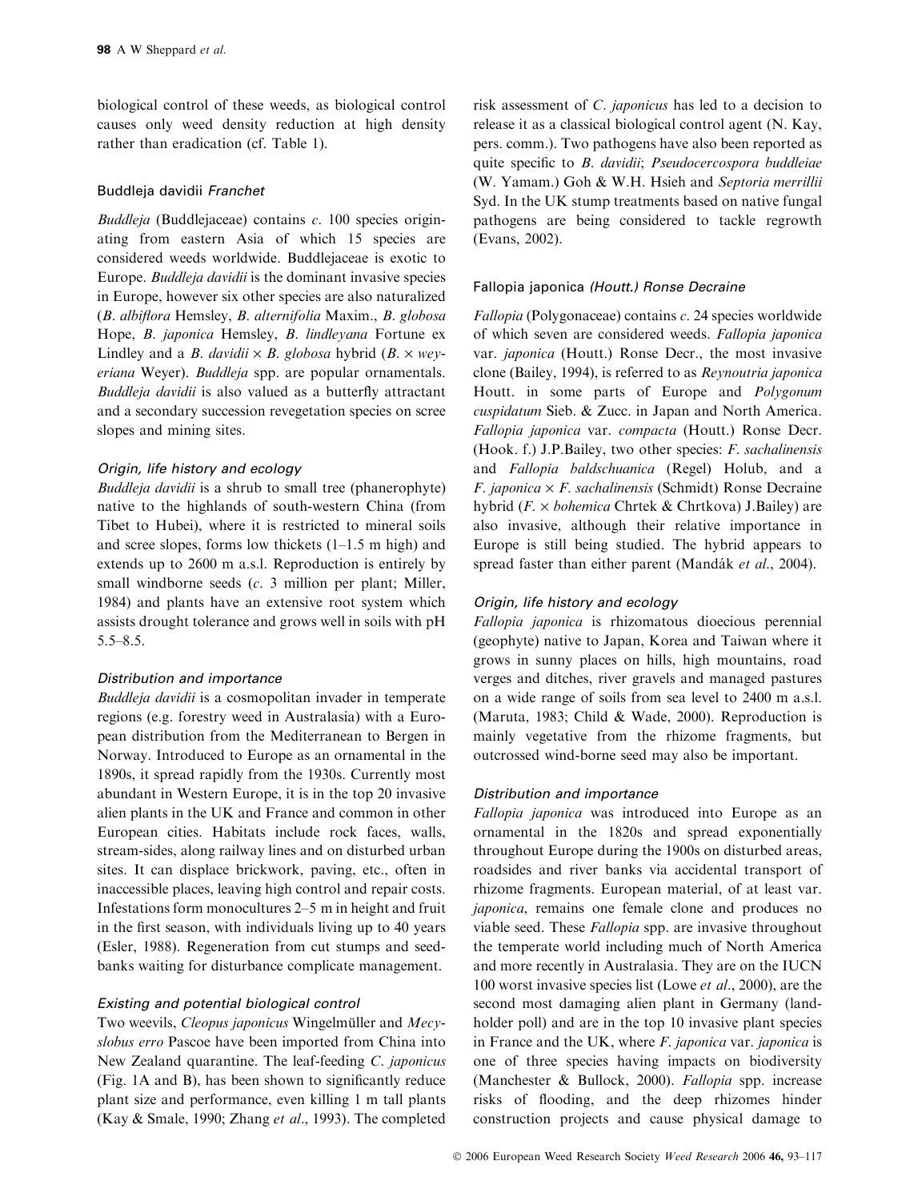biological control of these weeds, as biological control causes only weed density reduction at high density rather than eradication (cf. Table 1).

### Buddleja davidii *Franchet*

*Buddleja* (Buddlejaceae) contains *c*. 100 species originating from eastern Asia of which 15 species are considered weeds worldwide. Buddlejaceae is exotic to Europe. *Buddleja davidii* is the dominant invasive species in Europe, however six other species are also naturalized (*B. albiflora* Hemsley, *B. alternifolia* Maxim., *B. globosa* Hope, *B. japonica* Hemsley, *B. lindleyana* Fortune ex Lindley and a *B. davidii* × *B. globosa* hybrid (*B.* × *weyeriana* Weyer). *Buddleja* spp. are popular ornamentals. *Buddleja davidii* is also valued as a butterfly attractant and a secondary succession revegetation species on scree slopes and mining sites.

#### *Origin, life history and ecology*

*Buddleja davidii* is a shrub to small tree (phanerophyte) native to the highlands of south-western China (from Tibet to Hubei), where it is restricted to mineral soils and scree slopes, forms low thickets (1–1.5 m high) and extends up to 2600 m a.s.l. Reproduction is entirely by small windborne seeds (*c*. 3 million per plant; Miller, 1984) and plants have an extensive root system which assists drought tolerance and grows well in soils with pH 5.5–8.5.

#### *Distribution and importance*

*Buddleja davidii* is a cosmopolitan invader in temperate regions (e.g. forestry weed in Australasia) with a European distribution from the Mediterranean to Bergen in Norway. Introduced to Europe as an ornamental in the 1890s, it spread rapidly from the 1930s. Currently most abundant in Western Europe, it is in the top 20 invasive alien plants in the UK and France and common in other European cities. Habitats include rock faces, walls, stream-sides, along railway lines and on disturbed urban sites. It can displace brickwork, paving, etc., often in inaccessible places, leaving high control and repair costs. Infestations form monocultures 2–5 m in height and fruit in the first season, with individuals living up to 40 years (Esler, 1988). Regeneration from cut stumps and seedbanks waiting for disturbance complicate management.

#### *Existing and potential biological control*

Two weevils, *Cleopus japonicus* Wingelmüller and *Mecyslobus erro* Pascoe have been imported from China into New Zealand quarantine. The leaf-feeding *C. japonicus* (Fig. 1A and B), has been shown to significantly reduce plant size and performance, even killing 1 m tall plants (Kay & Smale, 1990; Zhang *et al*., 1993). The completed risk assessment of *C. japonicus* has led to a decision to release it as a classical biological control agent (N. Kay, pers. comm.). Two pathogens have also been reported as quite specific to *B. davidii*; *Pseudocercospora buddleiae* (W. Yamam.) Goh & W.H. Hsieh and *Septoria merrillii* Syd. In the UK stump treatments based on native fungal pathogens are being considered to tackle regrowth (Evans, 2002).

### Fallopia japonica *(Houtt.) Ronse Decraine*

*Fallopia* (Polygonaceae) contains *c*. 24 species worldwide of which seven are considered weeds. *Fallopia japonica* var. *japonica* (Houtt.) Ronse Decr., the most invasive clone (Bailey, 1994), is referred to as *Reynoutria japonica* Houtt. in some parts of Europe and *Polygonum cuspidatum* Sieb. & Zucc. in Japan and North America. *Fallopia japonica* var. *compacta* (Houtt.) Ronse Decr. (Hook. f.) J.P.Bailey, two other species: *F. sachalinensis* and *Fallopia baldschuanica* (Regel) Holub, and a *F. japonica* × *F. sachalinensis* (Schmidt) Ronse Decraine hybrid (*F.* × *bohemica* Chrtek & Chrtkova) J.Bailey) are also invasive, although their relative importance in Europe is still being studied. The hybrid appears to spread faster than either parent (Mandák *et al*., 2004).

#### *Origin, life history and ecology*

*Fallopia japonica* is rhizomatous dioecious perennial (geophyte) native to Japan, Korea and Taiwan where it grows in sunny places on hills, high mountains, road verges and ditches, river gravels and managed pastures on a wide range of soils from sea level to 2400 m a.s.l. (Maruta, 1983; Child & Wade, 2000). Reproduction is mainly vegetative from the rhizome fragments, but outcrossed wind-borne seed may also be important.

#### *Distribution and importance*

*Fallopia japonica* was introduced into Europe as an ornamental in the 1820s and spread exponentially throughout Europe during the 1900s on disturbed areas, roadsides and river banks via accidental transport of rhizome fragments. European material, of at least var. *japonica*, remains one female clone and produces no viable seed. These *Fallopia* spp. are invasive throughout the temperate world including much of North America and more recently in Australasia. They are on the IUCN 100 worst invasive species list (Lowe *et al*., 2000), are the second most damaging alien plant in Germany (landholder poll) and are in the top 10 invasive plant species in France and the UK, where *F. japonica* var. *japonica* is one of three species having impacts on biodiversity (Manchester & Bullock, 2000). *Fallopia* spp. increase risks of flooding, and the deep rhizomes hinder construction projects and cause physical damage to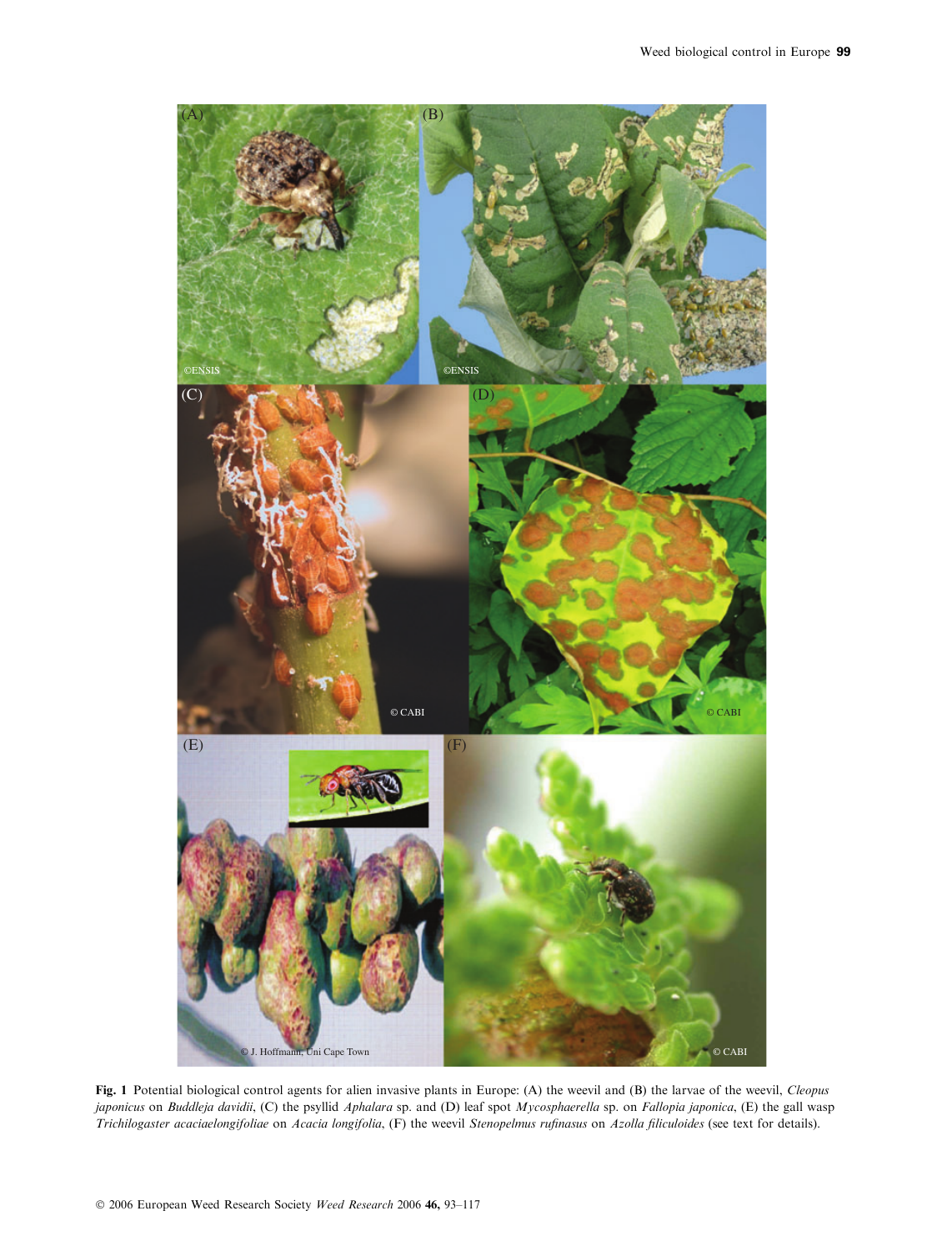**Fig. 1** Potential biological control agents for alien invasive plants in Europe: (A) the weevil and (B) the larvae of the weevil, *Cleopus japonicus* on *Buddleja davidii*, (C) the psyllid *Aphalara* sp. and (D) leaf spot *Mycosphaerella* sp. on *Fallopia japonica*, (E) the gall wasp *Trichilogaster acaciaelongifoliae* on *Acacia longifolia*, (F) the weevil *Stenopelmus rufinasus* on *Azolla filiculoides* (see text for details).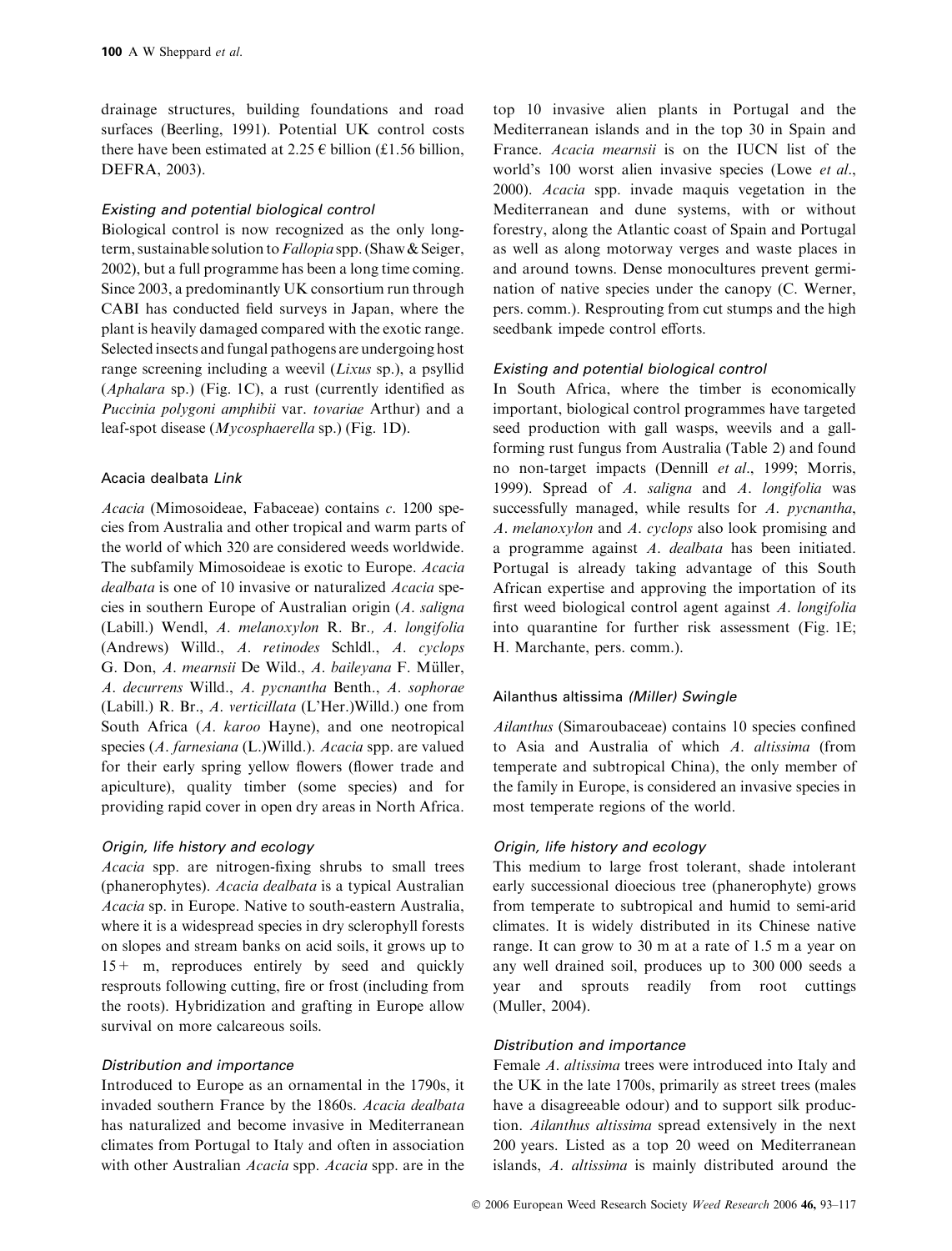drainage structures, building foundations and road surfaces (Beerling, 1991). Potential UK control costs there have been estimated at 2.25 € billion (£1.56 billion, DEFRA, 2003).

#### *Existing and potential biological control*

Biological control is now recognized as the only long-term, sustainable solution to *Fallopia* spp. (Shaw & Seiger, 2002), but a full programme has been a long time coming. Since 2003, a predominantly UK consortium run through CABI has conducted field surveys in Japan, where the plant is heavily damaged compared with the exotic range. Selected insects and fungal pathogens are undergoing host range screening including a weevil (*Lixus* sp.), a psyllid (*Aphalara* sp.) (Fig. 1C), a rust (currently identified as *Puccinia polygoni amphibii* var. *tovariae* Arthur) and a leaf-spot disease (*Mycosphaerella* sp.) (Fig. 1D).

### Acacia dealbata *Link*

*Acacia* (Mimosoideae, Fabaceae) contains *c*. 1200 species from Australia and other tropical and warm parts of the world of which 320 are considered weeds worldwide. The subfamily Mimosoideae is exotic to Europe. *Acacia dealbata* is one of 10 invasive or naturalized *Acacia* species in southern Europe of Australian origin (*A. saligna* (Labill.) Wendl, *A. melanoxylon* R. Br., *A. longifolia* (Andrews) Willd., *A. retinodes* Schldl., *A. cyclops* G. Don, *A. mearnsii* De Wild., *A. baileyana* F. Müller, *A. decurrens* Willd., *A. pycnantha* Benth., *A. sophorae* (Labill.) R. Br., *A. verticillata* (L'Her.)Willd.) one from South Africa (*A. karoo* Hayne), and one neotropical species (*A. farnesiana* (L.)Willd.). *Acacia* spp. are valued for their early spring yellow flowers (flower trade and apiculture), quality timber (some species) and for providing rapid cover in open dry areas in North Africa.

#### *Origin, life history and ecology*

*Acacia* spp. are nitrogen-fixing shrubs to small trees (phanerophytes). *Acacia dealbata* is a typical Australian *Acacia* sp. in Europe. Native to south-eastern Australia, where it is a widespread species in dry sclerophyll forests on slopes and stream banks on acid soils, it grows up to 15+ m, reproduces entirely by seed and quickly resprouts following cutting, fire or frost (including from the roots). Hybridization and grafting in Europe allow survival on more calcareous soils.

#### *Distribution and importance*

Introduced to Europe as an ornamental in the 1790s, it invaded southern France by the 1860s. *Acacia dealbata* has naturalized and become invasive in Mediterranean climates from Portugal to Italy and often in association with other Australian *Acacia* spp. *Acacia* spp. are in the top 10 invasive alien plants in Portugal and the Mediterranean islands and in the top 30 in Spain and France. *Acacia mearnsii* is on the IUCN list of the world's 100 worst alien invasive species (Lowe *et al*., 2000). *Acacia* spp. invade maquis vegetation in the Mediterranean and dune systems, with or without forestry, along the Atlantic coast of Spain and Portugal as well as along motorway verges and waste places in and around towns. Dense monocultures prevent germination of native species under the canopy (C. Werner, pers. comm.). Resprouting from cut stumps and the high seedbank impede control efforts.

#### *Existing and potential biological control*

In South Africa, where the timber is economically important, biological control programmes have targeted seed production with gall wasps, weevils and a gall-forming rust fungus from Australia (Table 2) and found no non-target impacts (Dennill *et al*., 1999; Morris, 1999). Spread of *A. saligna* and *A. longifolia* was successfully managed, while results for *A. pycnantha*, *A. melanoxylon* and *A. cyclops* also look promising and a programme against *A. dealbata* has been initiated. Portugal is already taking advantage of this South African expertise and approving the importation of its first weed biological control agent against *A. longifolia* into quarantine for further risk assessment (Fig. 1E; H. Marchante, pers. comm.).

### Ailanthus altissima *(Miller) Swingle*

*Ailanthus* (Simaroubaceae) contains 10 species confined to Asia and Australia of which *A. altissima* (from temperate and subtropical China), the only member of the family in Europe, is considered an invasive species in most temperate regions of the world.

#### *Origin, life history and ecology*

This medium to large frost tolerant, shade intolerant early successional dioecious tree (phanerophyte) grows from temperate to subtropical and humid to semi-arid climates. It is widely distributed in its Chinese native range. It can grow to 30 m at a rate of 1.5 m a year on any well drained soil, produces up to 300 000 seeds a year and sprouts readily from root cuttings (Muller, 2004).

#### *Distribution and importance*

Female *A. altissima* trees were introduced into Italy and the UK in the late 1700s, primarily as street trees (males have a disagreeable odour) and to support silk production. *Ailanthus altissima* spread extensively in the next 200 years. Listed as a top 20 weed on Mediterranean islands, *A. altissima* is mainly distributed around the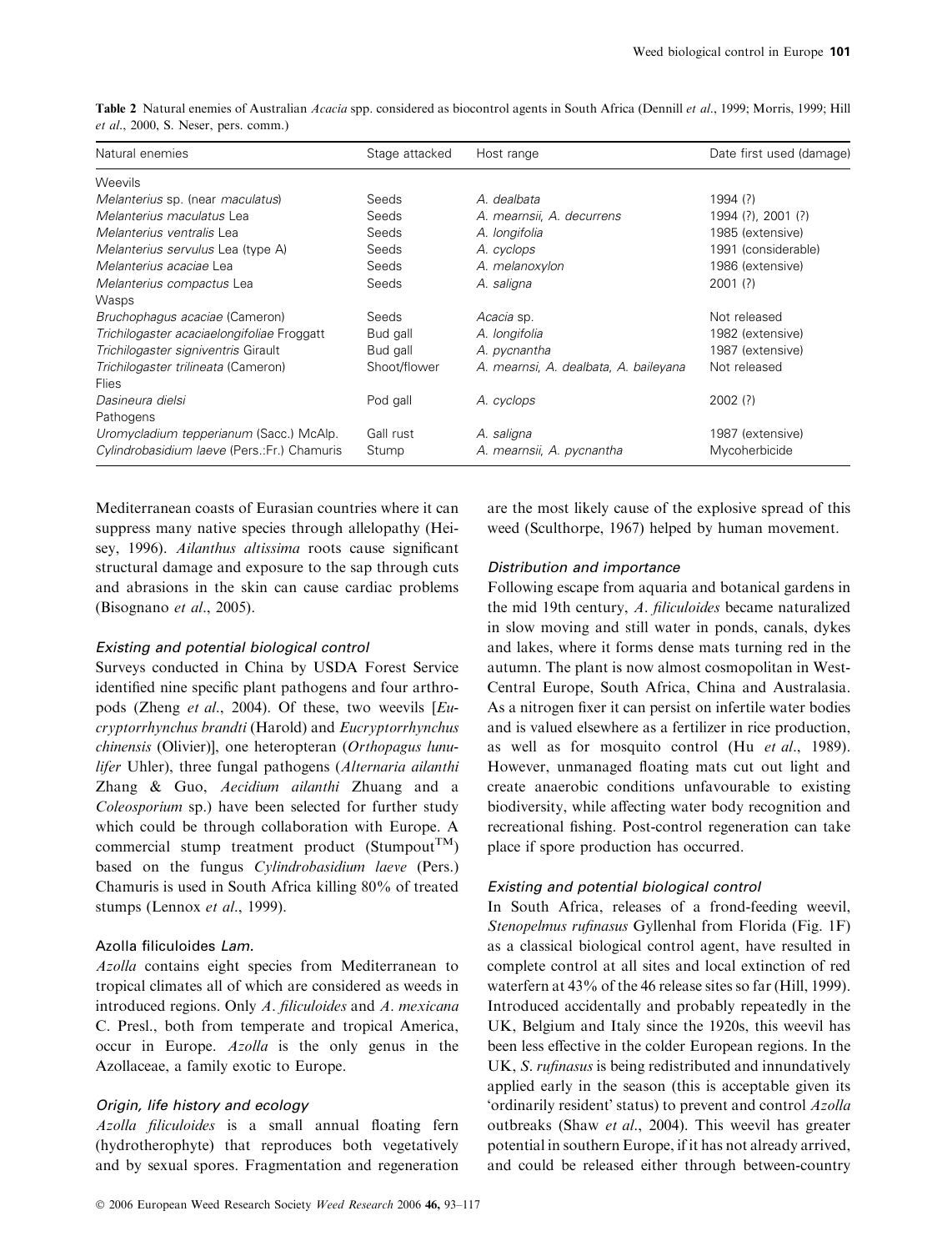**Table 2** Natural enemies of Australian *Acacia* spp. considered as biocontrol agents in South Africa (Dennill *et al*., 1999; Morris, 1999; Hill *et al*., 2000, S. Neser, pers. comm.)

| Natural enemies | Stage attacked | Host range | Date first used (damage) |
|---|---|---|---|
| Weevils | | | |
| *Melanterius* sp. (near *maculatus*) | Seeds | *A. dealbata* | 1994 (?) |
| *Melanterius maculatus* Lea | Seeds | *A. mearnsii, A. decurrens* | 1994 (?), 2001 (?) |
| *Melanterius ventralis* Lea | Seeds | *A. longifolia* | 1985 (extensive) |
| *Melanterius servulus* Lea (type A) | Seeds | *A. cyclops* | 1991 (considerable) |
| *Melanterius acaciae* Lea | Seeds | *A. melanoxylon* | 1986 (extensive) |
| *Melanterius compactus* Lea | Seeds | *A. saligna* | 2001 (?) |
| Wasps | | | |
| *Bruchophagus acaciae* (Cameron) | Seeds | *Acacia* sp. | Not released |
| *Trichilogaster acaciaelongifoliae* Froggatt | Bud gall | *A. longifolia* | 1982 (extensive) |
| *Trichilogaster signiventris* Girault | Bud gall | *A. pycnantha* | 1987 (extensive) |
| *Trichilogaster trilineata* (Cameron) | Shoot/flower | *A. mearnsi, A. dealbata, A. baileyana* | Not released |
| Flies | | | |
| *Dasineura dielsi* | Pod gall | *A. cyclops* | 2002 (?) |
| Pathogens | | | |
| *Uromycladium tepperianum* (Sacc.) McAlp. | Gall rust | *A. saligna* | 1987 (extensive) |
| *Cylindrobasidium laeve* (Pers.:Fr.) Chamuris | Stump | *A. mearnsii, A. pycnantha* | Mycoherbicide |

Mediterranean coasts of Eurasian countries where it can suppress many native species through allelopathy (Heisey, 1996). *Ailanthus altissima* roots cause significant structural damage and exposure to the sap through cuts and abrasions in the skin can cause cardiac problems (Bisognano *et al*., 2005).

#### Existing and potential biological control

Surveys conducted in China by USDA Forest Service identified nine specific plant pathogens and four arthropods (Zheng *et al*., 2004). Of these, two weevils [*Eucryptorrhynchus brandti* (Harold) and *Eucryptorrhynchus chinensis* (Olivier)], one heteropteran (*Orthopagus lunulifer* Uhler), three fungal pathogens (*Alternaria ailanthi* Zhang & Guo, *Aecidium ailanthi* Zhuang and a *Coleosporium* sp.) have been selected for further study which could be through collaboration with Europe. A commercial stump treatment product (Stumpout$^{TM}$) based on the fungus *Cylindrobasidium laeve* (Pers.) Chamuris is used in South Africa killing 80% of treated stumps (Lennox *et al*., 1999).

### Azolla filiculoides *Lam.*

*Azolla* contains eight species from Mediterranean to tropical climates all of which are considered as weeds in introduced regions. Only *A. filiculoides* and *A. mexicana* C. Presl., both from temperate and tropical America, occur in Europe. *Azolla* is the only genus in the Azollaceae, a family exotic to Europe.

#### Origin, life history and ecology

*Azolla filiculoides* is a small annual floating fern (hydrotherophyte) that reproduces both vegetatively and by sexual spores. Fragmentation and regeneration are the most likely cause of the explosive spread of this weed (Sculthorpe, 1967) helped by human movement.

#### Distribution and importance

Following escape from aquaria and botanical gardens in the mid 19th century, *A. filiculoides* became naturalized in slow moving and still water in ponds, canals, dykes and lakes, where it forms dense mats turning red in the autumn. The plant is now almost cosmopolitan in West-Central Europe, South Africa, China and Australasia. As a nitrogen fixer it can persist on infertile water bodies and is valued elsewhere as a fertilizer in rice production, as well as for mosquito control (Hu *et al*., 1989). However, unmanaged floating mats cut out light and create anaerobic conditions unfavourable to existing biodiversity, while affecting water body recognition and recreational fishing. Post-control regeneration can take place if spore production has occurred.

#### Existing and potential biological control

In South Africa, releases of a frond-feeding weevil, *Stenopelmus rufinasus* Gyllenhal from Florida (Fig. 1F) as a classical biological control agent, have resulted in complete control at all sites and local extinction of red waterfern at 43% of the 46 release sites so far (Hill, 1999). Introduced accidentally and probably repeatedly in the UK, Belgium and Italy since the 1920s, this weevil has been less effective in the colder European regions. In the UK, *S. rufinasus* is being redistributed and innundatively applied early in the season (this is acceptable given its 'ordinarily resident' status) to prevent and control *Azolla* outbreaks (Shaw *et al*., 2004). This weevil has greater potential in southern Europe, if it has not already arrived, and could be released either through between-country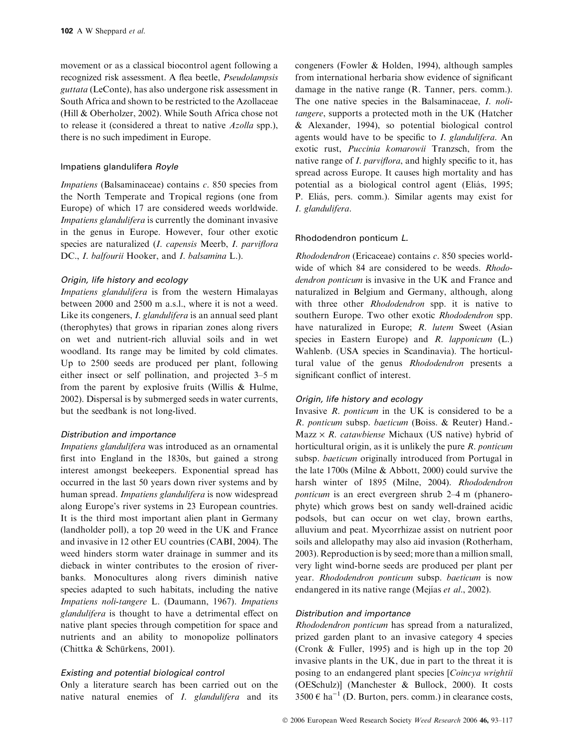movement or as a classical biocontrol agent following a recognized risk assessment. A flea beetle, *Pseudolampsis guttata* (LeConte), has also undergone risk assessment in South Africa and shown to be restricted to the Azollaceae (Hill & Oberholzer, 2002). While South Africa chose not to release it (considered a threat to native *Azolla* spp.), there is no such impediment in Europe.

### Impatiens glandulifera *Royle*

*Impatiens* (Balsaminaceae) contains *c*. 850 species from the North Temperate and Tropical regions (one from Europe) of which 17 are considered weeds worldwide. *Impatiens glandulifera* is currently the dominant invasive in the genus in Europe. However, four other exotic species are naturalized (*I. capensis* Meerb, *I. parviflora* DC., *I. balfourii* Hooker, and *I. balsamina* L.).

#### *Origin, life history and ecology*

*Impatiens glandulifera* is from the western Himalayas between 2000 and 2500 m a.s.l., where it is not a weed. Like its congeners, *I. glandulifera* is an annual seed plant (therophytes) that grows in riparian zones along rivers on wet and nutrient-rich alluvial soils and in wet woodland. Its range may be limited by cold climates. Up to 2500 seeds are produced per plant, following either insect or self pollination, and projected 3–5 m from the parent by explosive fruits (Willis & Hulme, 2002). Dispersal is by submerged seeds in water currents, but the seedbank is not long-lived.

#### *Distribution and importance*

*Impatiens glandulifera* was introduced as an ornamental first into England in the 1830s, but gained a strong interest amongst beekeepers. Exponential spread has occurred in the last 50 years down river systems and by human spread. *Impatiens glandulifera* is now widespread along Europe's river systems in 23 European countries. It is the third most important alien plant in Germany (landholder poll), a top 20 weed in the UK and France and invasive in 12 other EU countries (CABI, 2004). The weed hinders storm water drainage in summer and its dieback in winter contributes to the erosion of riverbanks. Monocultures along rivers diminish native species adapted to such habitats, including the native *Impatiens noli-tangere* L. (Daumann, 1967). *Impatiens glandulifera* is thought to have a detrimental effect on native plant species through competition for space and nutrients and an ability to monopolize pollinators (Chittka & Schürkens, 2001).

#### *Existing and potential biological control*

Only a literature search has been carried out on the native natural enemies of *I. glandulifera* and its congeners (Fowler & Holden, 1994), although samples from international herbaria show evidence of significant damage in the native range (R. Tanner, pers. comm.). The one native species in the Balsaminaceae, *I. noli-tangere*, supports a protected moth in the UK (Hatcher & Alexander, 1994), so potential biological control agents would have to be specific to *I. glandulifera*. An exotic rust, *Puccinia komarowii* Tranzsch, from the native range of *I. parviflora*, and highly specific to it, has spread across Europe. It causes high mortality and has potential as a biological control agent (Eliás, 1995; P. Eliás, pers. comm.). Similar agents may exist for *I. glandulifera*.

### Rhododendron ponticum *L.*

*Rhododendron* (Ericaceae) contains *c*. 850 species worldwide of which 84 are considered to be weeds. *Rhododendron ponticum* is invasive in the UK and France and naturalized in Belgium and Germany, although, along with three other *Rhododendron* spp. it is native to southern Europe. Two other exotic *Rhododendron* spp. have naturalized in Europe; *R. lutem* Sweet (Asian species in Eastern Europe) and *R. lapponicum* (L.) Wahlenb. (USA species in Scandinavia). The horticultural value of the genus *Rhododendron* presents a significant conflict of interest.

#### *Origin, life history and ecology*

Invasive *R. ponticum* in the UK is considered to be a *R. ponticum* subsp. *baeticum* (Boiss. & Reuter) Hand.-Mazz × *R. catawbiense* Michaux (US native) hybrid of horticultural origin, as it is unlikely the pure *R. ponticum* subsp. *baeticum* originally introduced from Portugal in the late 1700s (Milne & Abbott, 2000) could survive the harsh winter of 1895 (Milne, 2004). *Rhododendron ponticum* is an erect evergreen shrub 2–4 m (phanerophyte) which grows best on sandy well-drained acidic podsols, but can occur on wet clay, brown earths, alluvium and peat. Mycorrhizae assist on nutrient poor soils and allelopathy may also aid invasion (Rotherham, 2003). Reproduction is by seed; more than a million small, very light wind-borne seeds are produced per plant per year. *Rhododendron ponticum* subsp. *baeticum* is now endangered in its native range (Mejías *et al*., 2002).

#### *Distribution and importance*

*Rhododendron ponticum* has spread from a naturalized, prized garden plant to an invasive category 4 species (Cronk & Fuller, 1995) and is high up in the top 20 invasive plants in the UK, due in part to the threat it is posing to an endangered plant species [*Coincya wrightii* (OESchulz)] (Manchester & Bullock, 2000). It costs 3500 € ha$^{-1}$ (D. Burton, pers. comm.) in clearance costs,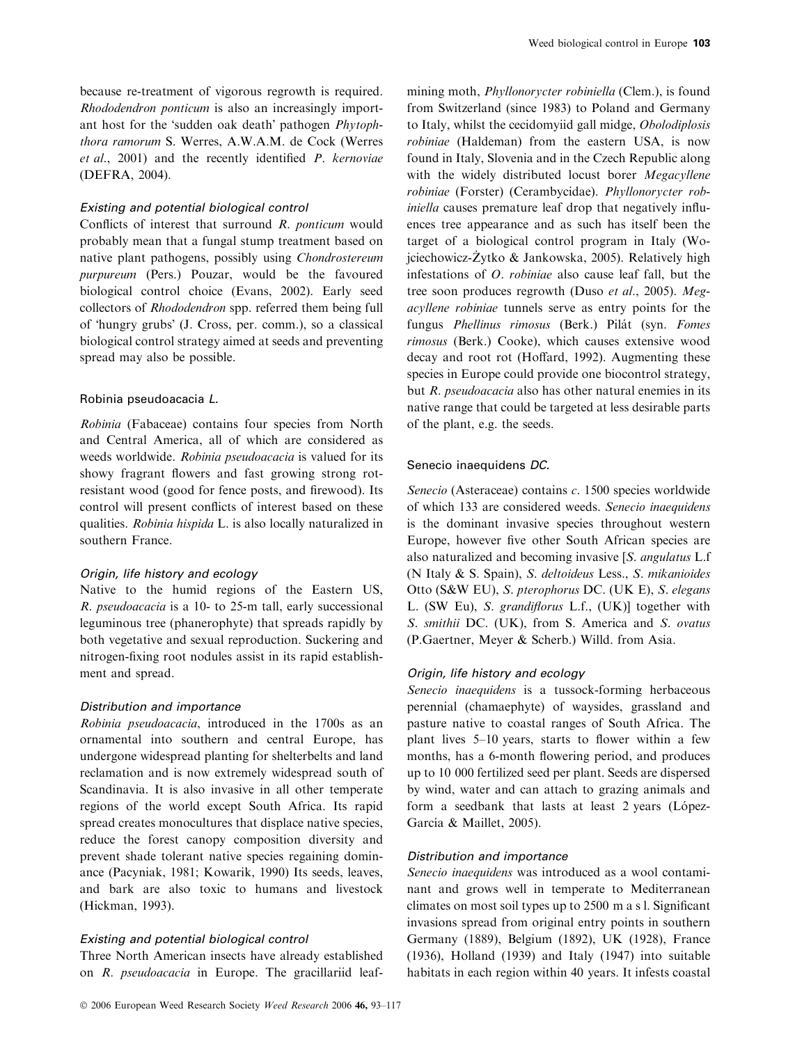because re-treatment of vigorous regrowth is required. *Rhododendron ponticum* is also an increasingly important host for the 'sudden oak death' pathogen *Phytophthora ramorum* S. Werres, A.W.A.M. de Cock (Werres *et al*., 2001) and the recently identified *P. kernoviae* (DEFRA, 2004).

#### Existing and potential biological control

Conflicts of interest that surround *R. ponticum* would probably mean that a fungal stump treatment based on native plant pathogens, possibly using *Chondrostereum purpureum* (Pers.) Pouzar, would be the favoured biological control choice (Evans, 2002). Early seed collectors of *Rhododendron* spp. referred them being full of 'hungry grubs' (J. Cross, per. comm.), so a classical biological control strategy aimed at seeds and preventing spread may also be possible.

### Robinia pseudoacacia *L.*

*Robinia* (Fabaceae) contains four species from North and Central America, all of which are considered as weeds worldwide. *Robinia pseudoacacia* is valued for its showy fragrant flowers and fast growing strong rot-resistant wood (good for fence posts, and firewood). Its control will present conflicts of interest based on these qualities. *Robinia hispida* L. is also locally naturalized in southern France.

#### Origin, life history and ecology

Native to the humid regions of the Eastern US, *R. pseudoacacia* is a 10- to 25-m tall, early successional leguminous tree (phanerophyte) that spreads rapidly by both vegetative and sexual reproduction. Suckering and nitrogen-fixing root nodules assist in its rapid establishment and spread.

#### Distribution and importance

*Robinia pseudoacacia*, introduced in the 1700s as an ornamental into southern and central Europe, has undergone widespread planting for shelterbelts and land reclamation and is now extremely widespread south of Scandinavia. It is also invasive in all other temperate regions of the world except South Africa. Its rapid spread creates monocultures that displace native species, reduce the forest canopy composition diversity and prevent shade tolerant native species regaining dominance (Pacyniak, 1981; Kowarik, 1990) Its seeds, leaves, and bark are also toxic to humans and livestock (Hickman, 1993).

#### Existing and potential biological control

Three North American insects have already established on *R. pseudoacacia* in Europe. The gracillariid leaf-mining moth, *Phyllonorycter robiniella* (Clem.), is found from Switzerland (since 1983) to Poland and Germany to Italy, whilst the cecidomyiid gall midge, *Obolodiplosis robiniae* (Haldeman) from the eastern USA, is now found in Italy, Slovenia and in the Czech Republic along with the widely distributed locust borer *Megacyllene robiniae* (Forster) (Cerambycidae). *Phyllonorycter robiniella* causes premature leaf drop that negatively influences tree appearance and as such has itself been the target of a biological control program in Italy (Wojciechowicz-Żytko & Jankowska, 2005). Relatively high infestations of *O. robiniae* also cause leaf fall, but the tree soon produces regrowth (Duso *et al*., 2005). *Megacyllene robiniae* tunnels serve as entry points for the fungus *Phellinus rimosus* (Berk.) Pilát (syn. *Fomes rimosus* (Berk.) Cooke), which causes extensive wood decay and root rot (Hoffard, 1992). Augmenting these species in Europe could provide one biocontrol strategy, but *R. pseudoacacia* also has other natural enemies in its native range that could be targeted at less desirable parts of the plant, e.g. the seeds.

### Senecio inaequidens *DC.*

*Senecio* (Asteraceae) contains *c*. 1500 species worldwide of which 133 are considered weeds. *Senecio inaequidens* is the dominant invasive species throughout western Europe, however five other South African species are also naturalized and becoming invasive [*S. angulatus* L.f (N Italy & S. Spain), *S. deltoideus* Less., *S. mikanioides* Otto (S&W EU), *S. pterophorus* DC. (UK E), *S. elegans* L. (SW Eu), *S. grandiflorus* L.f., (UK)] together with *S. smithii* DC. (UK), from S. America and *S. ovatus* (P.Gaertner, Meyer & Scherb.) Willd. from Asia.

#### Origin, life history and ecology

*Senecio inaequidens* is a tussock-forming herbaceous perennial (chamaephyte) of waysides, grassland and pasture native to coastal ranges of South Africa. The plant lives 5–10 years, starts to flower within a few months, has a 6-month flowering period, and produces up to 10 000 fertilized seed per plant. Seeds are dispersed by wind, water and can attach to grazing animals and form a seedbank that lasts at least 2 years (López-García & Maillet, 2005).

#### Distribution and importance

*Senecio inaequidens* was introduced as a wool contaminant and grows well in temperate to Mediterranean climates on most soil types up to 2500 m a s l. Significant invasions spread from original entry points in southern Germany (1889), Belgium (1892), UK (1928), France (1936), Holland (1939) and Italy (1947) into suitable habitats in each region within 40 years. It infests coastal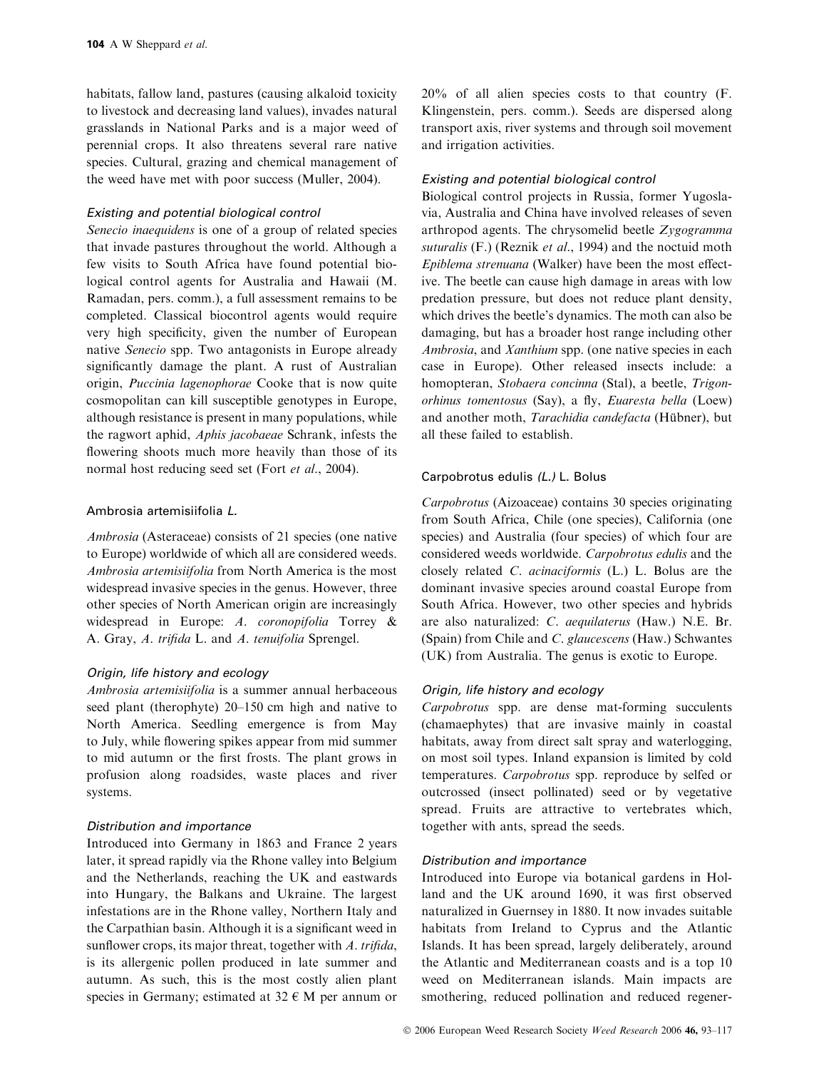habitats, fallow land, pastures (causing alkaloid toxicity to livestock and decreasing land values), invades natural grasslands in National Parks and is a major weed of perennial crops. It also threatens several rare native species. Cultural, grazing and chemical management of the weed have met with poor success (Muller, 2004).

#### *Existing and potential biological control*

*Senecio inaequidens* is one of a group of related species that invade pastures throughout the world. Although a few visits to South Africa have found potential biological control agents for Australia and Hawaii (M. Ramadan, pers. comm.), a full assessment remains to be completed. Classical biocontrol agents would require very high specificity, given the number of European native *Senecio* spp. Two antagonists in Europe already significantly damage the plant. A rust of Australian origin, *Puccinia lagenophorae* Cooke that is now quite cosmopolitan can kill susceptible genotypes in Europe, although resistance is present in many populations, while the ragwort aphid, *Aphis jacobaeae* Schrank, infests the flowering shoots much more heavily than those of its normal host reducing seed set (Fort *et al.*, 2004).

### Ambrosia artemisiifolia *L.*

*Ambrosia* (Asteraceae) consists of 21 species (one native to Europe) worldwide of which all are considered weeds. *Ambrosia artemisiifolia* from North America is the most widespread invasive species in the genus. However, three other species of North American origin are increasingly widespread in Europe: *A. coronopifolia* Torrey & A. Gray, *A. trifida* L. and *A. tenuifolia* Sprengel.

#### *Origin, life history and ecology*

*Ambrosia artemisiifolia* is a summer annual herbaceous seed plant (therophyte) 20–150 cm high and native to North America. Seedling emergence is from May to July, while flowering spikes appear from mid summer to mid autumn or the first frosts. The plant grows in profusion along roadsides, waste places and river systems.

#### *Distribution and importance*

Introduced into Germany in 1863 and France 2 years later, it spread rapidly via the Rhone valley into Belgium and the Netherlands, reaching the UK and eastwards into Hungary, the Balkans and Ukraine. The largest infestations are in the Rhone valley, Northern Italy and the Carpathian basin. Although it is a significant weed in sunflower crops, its major threat, together with *A. trifida*, is its allergenic pollen produced in late summer and autumn. As such, this is the most costly alien plant species in Germany; estimated at 32 € M per annum or 20% of all alien species costs to that country (F. Klingenstein, pers. comm.). Seeds are dispersed along transport axis, river systems and through soil movement and irrigation activities.

#### *Existing and potential biological control*

Biological control projects in Russia, former Yugoslavia, Australia and China have involved releases of seven arthropod agents. The chrysomelid beetle *Zygogramma suturalis* (F.) (Reznik *et al.*, 1994) and the noctuid moth *Epiblema strenuana* (Walker) have been the most effective. The beetle can cause high damage in areas with low predation pressure, but does not reduce plant density, which drives the beetle's dynamics. The moth can also be damaging, but has a broader host range including other *Ambrosia*, and *Xanthium* spp. (one native species in each case in Europe). Other released insects include: a homopteran, *Stobaera concinna* (Stal), a beetle, *Trigonorhinus tomentosus* (Say), a fly, *Euaresta bella* (Loew) and another moth, *Tarachidia candefacta* (Hübner), but all these failed to establish.

### Carpobrotus edulis *(L.)* L. Bolus

*Carpobrotus* (Aizoaceae) contains 30 species originating from South Africa, Chile (one species), California (one species) and Australia (four species) of which four are considered weeds worldwide. *Carpobrotus edulis* and the closely related *C. acinaciformis* (L.) L. Bolus are the dominant invasive species around coastal Europe from South Africa. However, two other species and hybrids are also naturalized: *C. aequilaterus* (Haw.) N.E. Br. (Spain) from Chile and *C. glaucescens* (Haw.) Schwantes (UK) from Australia. The genus is exotic to Europe.

#### *Origin, life history and ecology*

*Carpobrotus* spp. are dense mat-forming succulents (chamaephytes) that are invasive mainly in coastal habitats, away from direct salt spray and waterlogging, on most soil types. Inland expansion is limited by cold temperatures. *Carpobrotus* spp. reproduce by selfed or outcrossed (insect pollinated) seed or by vegetative spread. Fruits are attractive to vertebrates which, together with ants, spread the seeds.

#### *Distribution and importance*

Introduced into Europe via botanical gardens in Holland and the UK around 1690, it was first observed naturalized in Guernsey in 1880. It now invades suitable habitats from Ireland to Cyprus and the Atlantic Islands. It has been spread, largely deliberately, around the Atlantic and Mediterranean coasts and is a top 10 weed on Mediterranean islands. Main impacts are smothering, reduced pollination and reduced regener-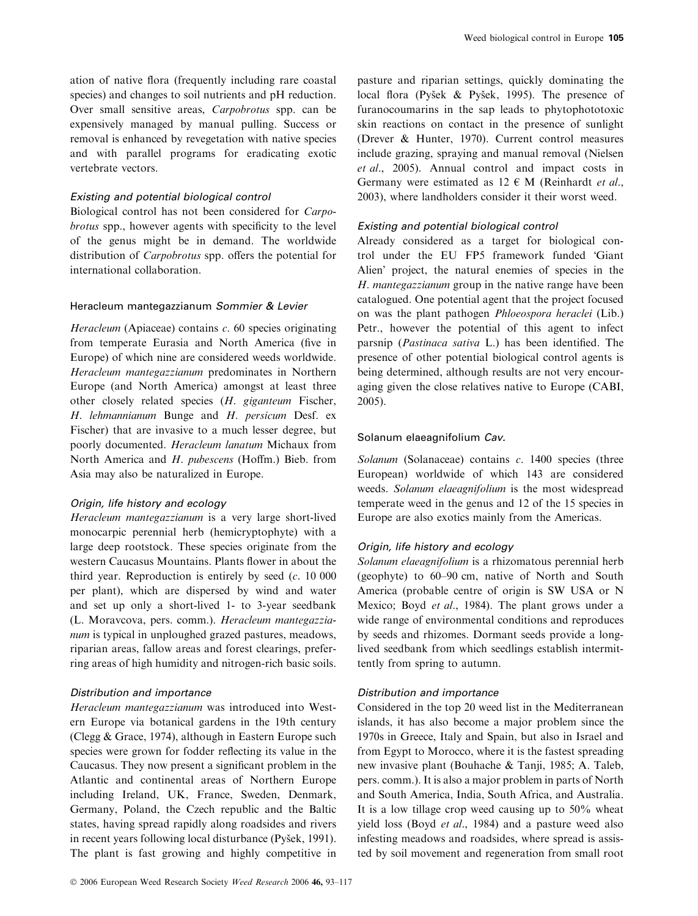ation of native flora (frequently including rare coastal species) and changes to soil nutrients and pH reduction. Over small sensitive areas, *Carpobrotus* spp. can be expensively managed by manual pulling. Success or removal is enhanced by revegetation with native species and with parallel programs for eradicating exotic vertebrate vectors.

#### *Existing and potential biological control*

Biological control has not been considered for *Carpobrotus* spp., however agents with specificity to the level of the genus might be in demand. The worldwide distribution of *Carpobrotus* spp. offers the potential for international collaboration.

### Heracleum mantegazzianum *Sommier & Levier*

*Heracleum* (Apiaceae) contains *c.* 60 species originating from temperate Eurasia and North America (five in Europe) of which nine are considered weeds worldwide. *Heracleum mantegazzianum* predominates in Northern Europe (and North America) amongst at least three other closely related species (*H. giganteum* Fischer, *H. lehmannianum* Bunge and *H. persicum* Desf. ex Fischer) that are invasive to a much lesser degree, but poorly documented. *Heracleum lanatum* Michaux from North America and *H. pubescens* (Hoffm.) Bieb. from Asia may also be naturalized in Europe.

#### *Origin, life history and ecology*

*Heracleum mantegazzianum* is a very large short-lived monocarpic perennial herb (hemicryptophyte) with a large deep rootstock. These species originate from the western Caucasus Mountains. Plants flower in about the third year. Reproduction is entirely by seed (*c.* 10 000 per plant), which are dispersed by wind and water and set up only a short-lived 1- to 3-year seedbank (L. Moravcova, pers. comm.). *Heracleum mantegazzianum* is typical in unploughed grazed pastures, meadows, riparian areas, fallow areas and forest clearings, preferring areas of high humidity and nitrogen-rich basic soils.

#### *Distribution and importance*

*Heracleum mantegazzianum* was introduced into Western Europe via botanical gardens in the 19th century (Clegg & Grace, 1974), although in Eastern Europe such species were grown for fodder reflecting its value in the Caucasus. They now present a significant problem in the Atlantic and continental areas of Northern Europe including Ireland, UK, France, Sweden, Denmark, Germany, Poland, the Czech republic and the Baltic states, having spread rapidly along roadsides and rivers in recent years following local disturbance (Pyšek, 1991). The plant is fast growing and highly competitive in pasture and riparian settings, quickly dominating the local flora (Pyšek & Pyšek, 1995). The presence of furanocoumarins in the sap leads to phytophototoxic skin reactions on contact in the presence of sunlight (Drever & Hunter, 1970). Current control measures include grazing, spraying and manual removal (Nielsen *et al*., 2005). Annual control and impact costs in Germany were estimated as 12 € M (Reinhardt *et al*., 2003), where landholders consider it their worst weed.

#### *Existing and potential biological control*

Already considered as a target for biological control under the EU FP5 framework funded 'Giant Alien' project, the natural enemies of species in the *H. mantegazzianum* group in the native range have been catalogued. One potential agent that the project focused on was the plant pathogen *Phloeospora heraclei* (Lib.) Petr., however the potential of this agent to infect parsnip (*Pastinaca sativa* L.) has been identified. The presence of other potential biological control agents is being determined, although results are not very encouraging given the close relatives native to Europe (CABI, 2005).

### Solanum elaeagnifolium *Cav.*

*Solanum* (Solanaceae) contains *c.* 1400 species (three European) worldwide of which 143 are considered weeds. *Solanum elaeagnifolium* is the most widespread temperate weed in the genus and 12 of the 15 species in Europe are also exotics mainly from the Americas.

#### *Origin, life history and ecology*

*Solanum elaeagnifolium* is a rhizomatous perennial herb (geophyte) to 60–90 cm, native of North and South America (probable centre of origin is SW USA or N Mexico; Boyd *et al*., 1984). The plant grows under a wide range of environmental conditions and reproduces by seeds and rhizomes. Dormant seeds provide a long-lived seedbank from which seedlings establish intermittently from spring to autumn.

#### *Distribution and importance*

Considered in the top 20 weed list in the Mediterranean islands, it has also become a major problem since the 1970s in Greece, Italy and Spain, but also in Israel and from Egypt to Morocco, where it is the fastest spreading new invasive plant (Bouhache & Tanji, 1985; A. Taleb, pers. comm.). It is also a major problem in parts of North and South America, India, South Africa, and Australia. It is a low tillage crop weed causing up to 50% wheat yield loss (Boyd *et al*., 1984) and a pasture weed also infesting meadows and roadsides, where spread is assisted by soil movement and regeneration from small root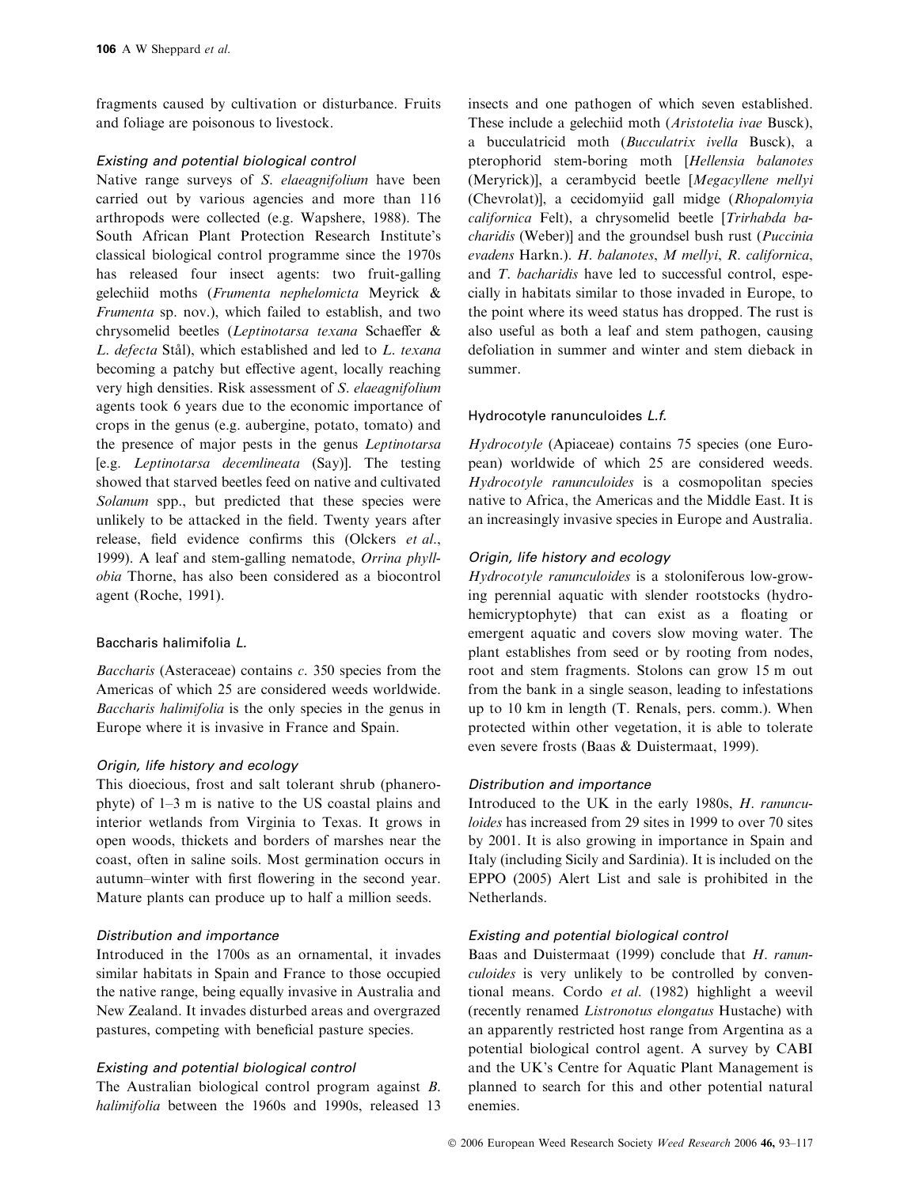fragments caused by cultivation or disturbance. Fruits and foliage are poisonous to livestock.

#### *Existing and potential biological control*

Native range surveys of *S. elaeagnifolium* have been carried out by various agencies and more than 116 arthropods were collected (e.g. Wapshere, 1988). The South African Plant Protection Research Institute's classical biological control programme since the 1970s has released four insect agents: two fruit-galling gelechiid moths (*Frumenta nephelomicta* Meyrick & *Frumenta* sp. nov.), which failed to establish, and two chrysomelid beetles (*Leptinotarsa texana* Schaeffer & *L. defecta* Stål), which established and led to *L. texana* becoming a patchy but effective agent, locally reaching very high densities. Risk assessment of *S. elaeagnifolium* agents took 6 years due to the economic importance of crops in the genus (e.g. aubergine, potato, tomato) and the presence of major pests in the genus *Leptinotarsa* [e.g. *Leptinotarsa decemlineata* (Say)]. The testing showed that starved beetles feed on native and cultivated *Solanum* spp., but predicted that these species were unlikely to be attacked in the field. Twenty years after release, field evidence confirms this (Olckers *et al.*, 1999). A leaf and stem-galling nematode, *Orrina phyllobia* Thorne, has also been considered as a biocontrol agent (Roche, 1991).

### Baccharis halimifolia *L.*

*Baccharis* (Asteraceae) contains *c.* 350 species from the Americas of which 25 are considered weeds worldwide. *Baccharis halimifolia* is the only species in the genus in Europe where it is invasive in France and Spain.

#### *Origin, life history and ecology*

This dioecious, frost and salt tolerant shrub (phanerophyte) of 1–3 m is native to the US coastal plains and interior wetlands from Virginia to Texas. It grows in open woods, thickets and borders of marshes near the coast, often in saline soils. Most germination occurs in autumn–winter with first flowering in the second year. Mature plants can produce up to half a million seeds.

#### *Distribution and importance*

Introduced in the 1700s as an ornamental, it invades similar habitats in Spain and France to those occupied the native range, being equally invasive in Australia and New Zealand. It invades disturbed areas and overgrazed pastures, competing with beneficial pasture species.

#### *Existing and potential biological control*

The Australian biological control program against *B. halimifolia* between the 1960s and 1990s, released 13 insects and one pathogen of which seven established. These include a gelechiid moth (*Aristotelia ivae* Busck), a bucculatricid moth (*Bucculatrix ivella* Busck), a pterophorid stem-boring moth [*Hellensia balanotes* (Meryrick)], a cerambycid beetle [*Megacyllene mellyi* (Chevrolat)], a cecidomyiid gall midge (*Rhopalomyia californica* Felt), a chrysomelid beetle [*Trirhabda bacharidis* (Weber)] and the groundsel bush rust (*Puccinia evadens* Harkn.). *H. balanotes*, *M mellyi*, *R. californica*, and *T. bacharidis* have led to successful control, especially in habitats similar to those invaded in Europe, to the point where its weed status has dropped. The rust is also useful as both a leaf and stem pathogen, causing defoliation in summer and winter and stem dieback in summer.

### Hydrocotyle ranunculoides *L.f.*

*Hydrocotyle* (Apiaceae) contains 75 species (one European) worldwide of which 25 are considered weeds. *Hydrocotyle ranunculoides* is a cosmopolitan species native to Africa, the Americas and the Middle East. It is an increasingly invasive species in Europe and Australia.

#### *Origin, life history and ecology*

*Hydrocotyle ranunculoides* is a stoloniferous low-growing perennial aquatic with slender rootstocks (hydrohemicryptophyte) that can exist as a floating or emergent aquatic and covers slow moving water. The plant establishes from seed or by rooting from nodes, root and stem fragments. Stolons can grow 15 m out from the bank in a single season, leading to infestations up to 10 km in length (T. Renals, pers. comm.). When protected within other vegetation, it is able to tolerate even severe frosts (Baas & Duistermaat, 1999).

#### *Distribution and importance*

Introduced to the UK in the early 1980s, *H. ranunculoides* has increased from 29 sites in 1999 to over 70 sites by 2001. It is also growing in importance in Spain and Italy (including Sicily and Sardinia). It is included on the EPPO (2005) Alert List and sale is prohibited in the Netherlands.

#### *Existing and potential biological control*

Baas and Duistermaat (1999) conclude that *H. ranunculoides* is very unlikely to be controlled by conventional means. Cordo *et al.* (1982) highlight a weevil (recently renamed *Listronotus elongatus* Hustache) with an apparently restricted host range from Argentina as a potential biological control agent. A survey by CABI and the UK's Centre for Aquatic Plant Management is planned to search for this and other potential natural enemies.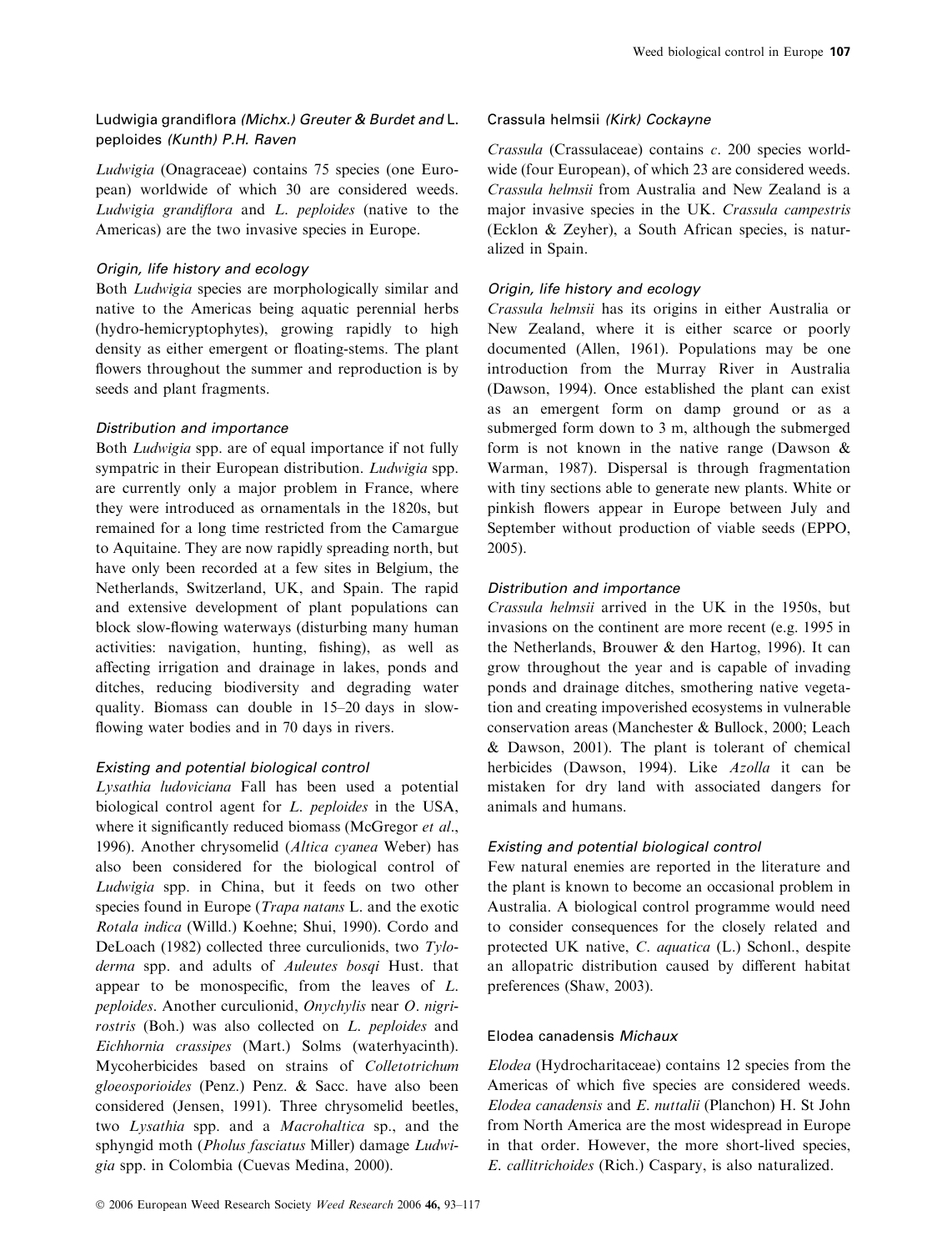### *Ludwigia grandiflora* (Michx.) Greuter & Burdet and *L. peploides* (Kunth) P.H. Raven

*Ludwigia* (Onagraceae) contains 75 species (one European) worldwide of which 30 are considered weeds. *Ludwigia grandiflora* and *L. peploides* (native to the Americas) are the two invasive species in Europe.

#### *Origin, life history and ecology*

Both *Ludwigia* species are morphologically similar and native to the Americas being aquatic perennial herbs (hydro-hemicryptophytes), growing rapidly to high density as either emergent or floating-stems. The plant flowers throughout the summer and reproduction is by seeds and plant fragments.

#### *Distribution and importance*

Both *Ludwigia* spp. are of equal importance if not fully sympatric in their European distribution. *Ludwigia* spp. are currently only a major problem in France, where they were introduced as ornamentals in the 1820s, but remained for a long time restricted from the Camargue to Aquitaine. They are now rapidly spreading north, but have only been recorded at a few sites in Belgium, the Netherlands, Switzerland, UK, and Spain. The rapid and extensive development of plant populations can block slow-flowing waterways (disturbing many human activities: navigation, hunting, fishing), as well as affecting irrigation and drainage in lakes, ponds and ditches, reducing biodiversity and degrading water quality. Biomass can double in 15–20 days in slow-flowing water bodies and in 70 days in rivers.

#### *Existing and potential biological control*

*Lysathia ludoviciana* Fall has been used a potential biological control agent for *L. peploides* in the USA, where it significantly reduced biomass (McGregor *et al*., 1996). Another chrysomelid (*Altica cyanea* Weber) has also been considered for the biological control of *Ludwigia* spp. in China, but it feeds on two other species found in Europe (*Trapa natans* L. and the exotic *Rotala indica* (Willd.) Koehne; Shui, 1990). Cordo and DeLoach (1982) collected three curculionids, two *Tyloderma* spp. and adults of *Auleutes bosqi* Hust. that appear to be monospecific, from the leaves of *L. peploides*. Another curculionid, *Onychylis* near *O. nigrirostris* (Boh.) was also collected on *L. peploides* and *Eichhornia crassipes* (Mart.) Solms (waterhyacinth). Mycoherbicides based on strains of *Colletotrichum gloeosporioides* (Penz.) Penz. & Sacc. have also been considered (Jensen, 1991). Three chrysomelid beetles, two *Lysathia* spp. and a *Macrohaltica* sp., and the sphyngid moth (*Pholus fasciatus* Miller) damage *Ludwigia* spp. in Colombia (Cuevas Medina, 2000).

### *Crassula helmsii* (Kirk) Cockayne

*Crassula* (Crassulaceae) contains *c*. 200 species worldwide (four European), of which 23 are considered weeds. *Crassula helmsii* from Australia and New Zealand is a major invasive species in the UK. *Crassula campestris* (Ecklon & Zeyher), a South African species, is naturalized in Spain.

#### *Origin, life history and ecology*

*Crassula helmsii* has its origins in either Australia or New Zealand, where it is either scarce or poorly documented (Allen, 1961). Populations may be one introduction from the Murray River in Australia (Dawson, 1994). Once established the plant can exist as an emergent form on damp ground or as a submerged form down to 3 m, although the submerged form is not known in the native range (Dawson & Warman, 1987). Dispersal is through fragmentation with tiny sections able to generate new plants. White or pinkish flowers appear in Europe between July and September without production of viable seeds (EPPO, 2005).

#### *Distribution and importance*

*Crassula helmsii* arrived in the UK in the 1950s, but invasions on the continent are more recent (e.g. 1995 in the Netherlands, Brouwer & den Hartog, 1996). It can grow throughout the year and is capable of invading ponds and drainage ditches, smothering native vegetation and creating impoverished ecosystems in vulnerable conservation areas (Manchester & Bullock, 2000; Leach & Dawson, 2001). The plant is tolerant of chemical herbicides (Dawson, 1994). Like *Azolla* it can be mistaken for dry land with associated dangers for animals and humans.

#### *Existing and potential biological control*

Few natural enemies are reported in the literature and the plant is known to become an occasional problem in Australia. A biological control programme would need to consider consequences for the closely related and protected UK native, *C. aquatica* (L.) Schonl., despite an allopatric distribution caused by different habitat preferences (Shaw, 2003).

### *Elodea canadensis* Michaux

*Elodea* (Hydrocharitaceae) contains 12 species from the Americas of which five species are considered weeds. *Elodea canadensis* and *E. nuttalii* (Planchon) H. St John from North America are the most widespread in Europe in that order. However, the more short-lived species, *E. callitrichoides* (Rich.) Caspary, is also naturalized.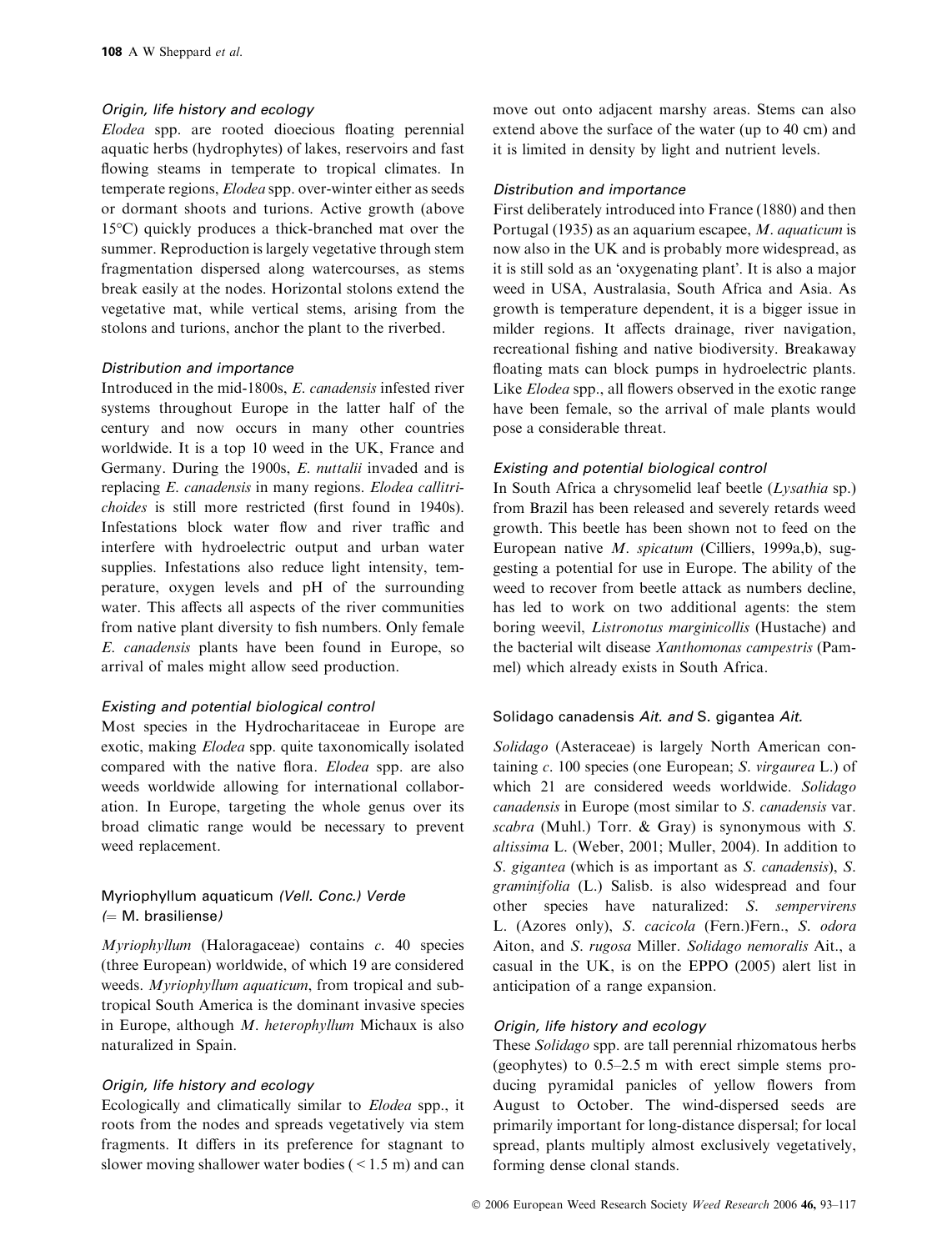#### *Origin, life history and ecology*

*Elodea* spp. are rooted dioecious floating perennial aquatic herbs (hydrophytes) of lakes, reservoirs and fast flowing steams in temperate to tropical climates. In temperate regions, *Elodea* spp. over-winter either as seeds or dormant shoots and turions. Active growth (above 15°C) quickly produces a thick-branched mat over the summer. Reproduction is largely vegetative through stem fragmentation dispersed along watercourses, as stems break easily at the nodes. Horizontal stolons extend the vegetative mat, while vertical stems, arising from the stolons and turions, anchor the plant to the riverbed.

#### *Distribution and importance*

Introduced in the mid-1800s, *E. canadensis* infested river systems throughout Europe in the latter half of the century and now occurs in many other countries worldwide. It is a top 10 weed in the UK, France and Germany. During the 1900s, *E. nuttalii* invaded and is replacing *E. canadensis* in many regions. *Elodea callitrichoides* is still more restricted (first found in 1940s). Infestations block water flow and river traffic and interfere with hydroelectric output and urban water supplies. Infestations also reduce light intensity, temperature, oxygen levels and pH of the surrounding water. This affects all aspects of the river communities from native plant diversity to fish numbers. Only female *E. canadensis* plants have been found in Europe, so arrival of males might allow seed production.

#### *Existing and potential biological control*

Most species in the Hydrocharitaceae in Europe are exotic, making *Elodea* spp. quite taxonomically isolated compared with the native flora. *Elodea* spp. are also weeds worldwide allowing for international collaboration. In Europe, targeting the whole genus over its broad climatic range would be necessary to prevent weed replacement.

### Myriophyllum aquaticum *(Vell. Conc.) Verde (= M. brasiliense)*

*Myriophyllum* (Haloragaceae) contains *c*. 40 species (three European) worldwide, of which 19 are considered weeds. *Myriophyllum aquaticum*, from tropical and subtropical South America is the dominant invasive species in Europe, although *M. heterophyllum* Michaux is also naturalized in Spain.

#### *Origin, life history and ecology*

Ecologically and climatically similar to *Elodea* spp., it roots from the nodes and spreads vegetatively via stem fragments. It differs in its preference for stagnant to slower moving shallower water bodies (< 1.5 m) and can move out onto adjacent marshy areas. Stems can also extend above the surface of the water (up to 40 cm) and it is limited in density by light and nutrient levels.

#### *Distribution and importance*

First deliberately introduced into France (1880) and then Portugal (1935) as an aquarium escapee, *M. aquaticum* is now also in the UK and is probably more widespread, as it is still sold as an 'oxygenating plant'. It is also a major weed in USA, Australasia, South Africa and Asia. As growth is temperature dependent, it is a bigger issue in milder regions. It affects drainage, river navigation, recreational fishing and native biodiversity. Breakaway floating mats can block pumps in hydroelectric plants. Like *Elodea* spp., all flowers observed in the exotic range have been female, so the arrival of male plants would pose a considerable threat.

#### *Existing and potential biological control*

In South Africa a chrysomelid leaf beetle (*Lysathia* sp.) from Brazil has been released and severely retards weed growth. This beetle has been shown not to feed on the European native *M. spicatum* (Cilliers, 1999a,b), suggesting a potential for use in Europe. The ability of the weed to recover from beetle attack as numbers decline, has led to work on two additional agents: the stem boring weevil, *Listronotus marginicollis* (Hustache) and the bacterial wilt disease *Xanthomonas campestris* (Pammel) which already exists in South Africa.

### Solidago canadensis *Ait. and* S. gigantea *Ait.*

*Solidago* (Asteraceae) is largely North American containing *c*. 100 species (one European; *S. virgaurea* L.) of which 21 are considered weeds worldwide. *Solidago canadensis* in Europe (most similar to *S. canadensis* var. *scabra* (Muhl.) Torr. & Gray) is synonymous with *S. altissima* L. (Weber, 2001; Muller, 2004). In addition to *S. gigantea* (which is as important as *S. canadensis*), *S. graminifolia* (L.) Salisb. is also widespread and four other species have naturalized: *S. sempervirens* L. (Azores only), *S. cacicola* (Fern.)Fern., *S. odora* Aiton, and *S. rugosa* Miller. *Solidago nemoralis* Ait., a casual in the UK, is on the EPPO (2005) alert list in anticipation of a range expansion.

#### *Origin, life history and ecology*

These *Solidago* spp. are tall perennial rhizomatous herbs (geophytes) to 0.5–2.5 m with erect simple stems producing pyramidal panicles of yellow flowers from August to October. The wind-dispersed seeds are primarily important for long-distance dispersal; for local spread, plants multiply almost exclusively vegetatively, forming dense clonal stands.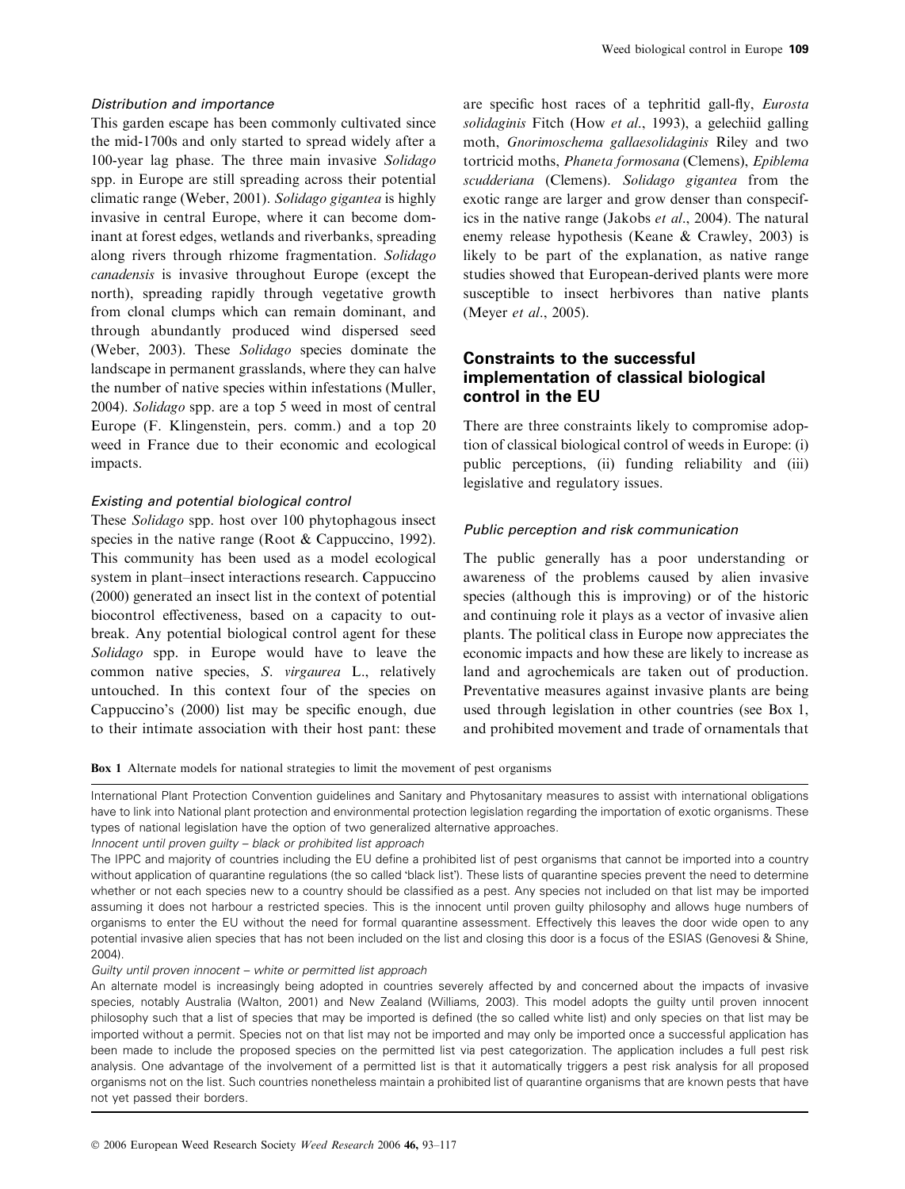#### *Distribution and importance*

This garden escape has been commonly cultivated since the mid-1700s and only started to spread widely after a 100-year lag phase. The two main invasive *Solidago* spp. in Europe are still spreading across their potential climatic range (Weber, 2001). *Solidago gigantea* is highly invasive in central Europe, where it can become dominant at forest edges, wetlands and riverbanks, spreading along rivers through rhizome fragmentation. *Solidago canadensis* is invasive throughout Europe (except the north), spreading rapidly through vegetative growth from clonal clumps which can remain dominant, and through abundantly produced wind dispersed seed (Weber, 2003). These *Solidago* species dominate the landscape in permanent grasslands, where they can halve the number of native species within infestations (Muller, 2004). *Solidago* spp. are a top 5 weed in most of central Europe (F. Klingenstein, pers. comm.) and a top 20 weed in France due to their economic and ecological impacts.

#### *Existing and potential biological control*

These *Solidago* spp. host over 100 phytophagous insect species in the native range (Root & Cappuccino, 1992). This community has been used as a model ecological system in plant–insect interactions research. Cappuccino (2000) generated an insect list in the context of potential biocontrol effectiveness, based on a capacity to outbreak. Any potential biological control agent for these *Solidago* spp. in Europe would have to leave the common native species, *S. virgaurea* L., relatively untouched. In this context four of the species on Cappuccino's (2000) list may be specific enough, due to their intimate association with their host pant: these are specific host races of a tephritid gall-fly, *Eurosta solidaginis* Fitch (How *et al*., 1993), a gelechiid galling moth, *Gnorimoschema gallaesolidaginis* Riley and two tortricid moths, *Phaneta formosana* (Clemens), *Epiblema scudderiana* (Clemens). *Solidago gigantea* from the exotic range are larger and grow denser than conspecifics in the native range (Jakobs *et al*., 2004). The natural enemy release hypothesis (Keane & Crawley, 2003) is likely to be part of the explanation, as native range studies showed that European-derived plants were more susceptible to insect herbivores than native plants (Meyer *et al*., 2005).

## Constraints to the successful implementation of classical biological control in the EU

There are three constraints likely to compromise adoption of classical biological control of weeds in Europe: (i) public perceptions, (ii) funding reliability and (iii) legislative and regulatory issues.

#### *Public perception and risk communication*

The public generally has a poor understanding or awareness of the problems caused by alien invasive species (although this is improving) or of the historic and continuing role it plays as a vector of invasive alien plants. The political class in Europe now appreciates the economic impacts and how these are likely to increase as land and agrochemicals are taken out of production. Preventative measures against invasive plants are being used through legislation in other countries (see Box 1, and prohibited movement and trade of ornamentals that

**Box 1** Alternate models for national strategies to limit the movement of pest organisms

International Plant Protection Convention guidelines and Sanitary and Phytosanitary measures to assist with international obligations have to link into National plant protection and environmental protection legislation regarding the importation of exotic organisms. These types of national legislation have the option of two generalized alternative approaches.

*Innocent until proven guilty – black or prohibited list approach*

The IPPC and majority of countries including the EU define a prohibited list of pest organisms that cannot be imported into a country without application of quarantine regulations (the so called 'black list'). These lists of quarantine species prevent the need to determine whether or not each species new to a country should be classified as a pest. Any species not included on that list may be imported assuming it does not harbour a restricted species. This is the innocent until proven guilty philosophy and allows huge numbers of organisms to enter the EU without the need for formal quarantine assessment. Effectively this leaves the door wide open to any potential invasive alien species that has not been included on the list and closing this door is a focus of the ESIAS (Genovesi & Shine, 2004).

*Guilty until proven innocent – white or permitted list approach*

An alternate model is increasingly being adopted in countries severely affected by and concerned about the impacts of invasive species, notably Australia (Walton, 2001) and New Zealand (Williams, 2003). This model adopts the guilty until proven innocent philosophy such that a list of species that may be imported is defined (the so called white list) and only species on that list may be imported without a permit. Species not on that list may not be imported and may only be imported once a successful application has been made to include the proposed species on the permitted list via pest categorization. The application includes a full pest risk analysis. One advantage of the involvement of a permitted list is that it automatically triggers a pest risk analysis for all proposed organisms not on the list. Such countries nonetheless maintain a prohibited list of quarantine organisms that are known pests that have not yet passed their borders.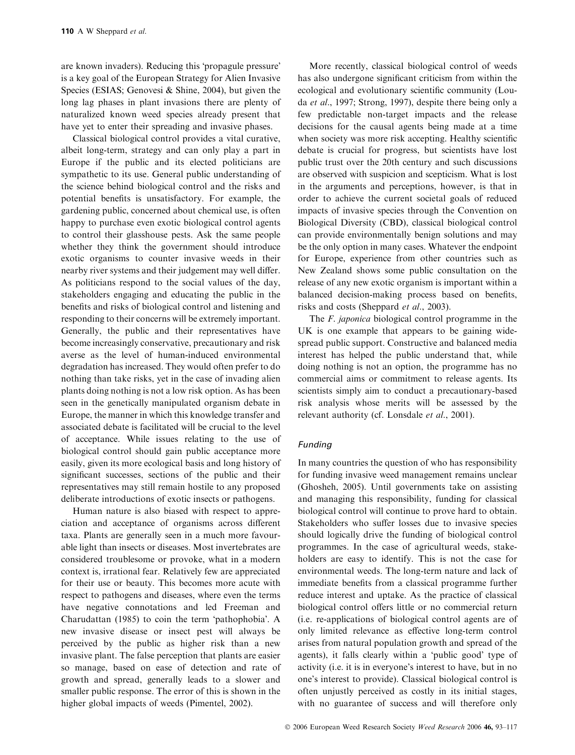are known invaders). Reducing this 'propagule pressure' is a key goal of the European Strategy for Alien Invasive Species (ESIAS; Genovesi & Shine, 2004), but given the long lag phases in plant invasions there are plenty of naturalized known weed species already present that have yet to enter their spreading and invasive phases.

Classical biological control provides a vital curative, albeit long-term, strategy and can only play a part in Europe if the public and its elected politicians are sympathetic to its use. General public understanding of the science behind biological control and the risks and potential benefits is unsatisfactory. For example, the gardening public, concerned about chemical use, is often happy to purchase even exotic biological control agents to control their glasshouse pests. Ask the same people whether they think the government should introduce exotic organisms to counter invasive weeds in their nearby river systems and their judgement may well differ. As politicians respond to the social values of the day, stakeholders engaging and educating the public in the benefits and risks of biological control and listening and responding to their concerns will be extremely important. Generally, the public and their representatives have become increasingly conservative, precautionary and risk averse as the level of human-induced environmental degradation has increased. They would often prefer to do nothing than take risks, yet in the case of invading alien plants doing nothing is not a low risk option. As has been seen in the genetically manipulated organism debate in Europe, the manner in which this knowledge transfer and associated debate is facilitated will be crucial to the level of acceptance. While issues relating to the use of biological control should gain public acceptance more easily, given its more ecological basis and long history of significant successes, sections of the public and their representatives may still remain hostile to any proposed deliberate introductions of exotic insects or pathogens.

Human nature is also biased with respect to appreciation and acceptance of organisms across different taxa. Plants are generally seen in a much more favourable light than insects or diseases. Most invertebrates are considered troublesome or provoke, what in a modern context is, irrational fear. Relatively few are appreciated for their use or beauty. This becomes more acute with respect to pathogens and diseases, where even the terms have negative connotations and led Freeman and Charudattan (1985) to coin the term 'pathophobia'. A new invasive disease or insect pest will always be perceived by the public as higher risk than a new invasive plant. The false perception that plants are easier so manage, based on ease of detection and rate of growth and spread, generally leads to a slower and smaller public response. The error of this is shown in the higher global impacts of weeds (Pimentel, 2002).

More recently, classical biological control of weeds has also undergone significant criticism from within the ecological and evolutionary scientific community (Louda *et al*., 1997; Strong, 1997), despite there being only a few predictable non-target impacts and the release decisions for the causal agents being made at a time when society was more risk accepting. Healthy scientific debate is crucial for progress, but scientists have lost public trust over the 20th century and such discussions are observed with suspicion and scepticism. What is lost in the arguments and perceptions, however, is that in order to achieve the current societal goals of reduced impacts of invasive species through the Convention on Biological Diversity (CBD), classical biological control can provide environmentally benign solutions and may be the only option in many cases. Whatever the endpoint for Europe, experience from other countries such as New Zealand shows some public consultation on the release of any new exotic organism is important within a balanced decision-making process based on benefits, risks and costs (Sheppard *et al*., 2003).

The *F. japonica* biological control programme in the UK is one example that appears to be gaining widespread public support. Constructive and balanced media interest has helped the public understand that, while doing nothing is not an option, the programme has no commercial aims or commitment to release agents. Its scientists simply aim to conduct a precautionary-based risk analysis whose merits will be assessed by the relevant authority (cf. Lonsdale *et al*., 2001).

### Funding

In many countries the question of who has responsibility for funding invasive weed management remains unclear (Ghosheh, 2005). Until governments take on assisting and managing this responsibility, funding for classical biological control will continue to prove hard to obtain. Stakeholders who suffer losses due to invasive species should logically drive the funding of biological control programmes. In the case of agricultural weeds, stakeholders are easy to identify. This is not the case for environmental weeds. The long-term nature and lack of immediate benefits from a classical programme further reduce interest and uptake. As the practice of classical biological control offers little or no commercial return (i.e. re-applications of biological control agents are of only limited relevance as effective long-term control arises from natural population growth and spread of the agents), it falls clearly within a 'public good' type of activity (i.e. it is in everyone's interest to have, but in no one's interest to provide). Classical biological control is often unjustly perceived as costly in its initial stages, with no guarantee of success and will therefore only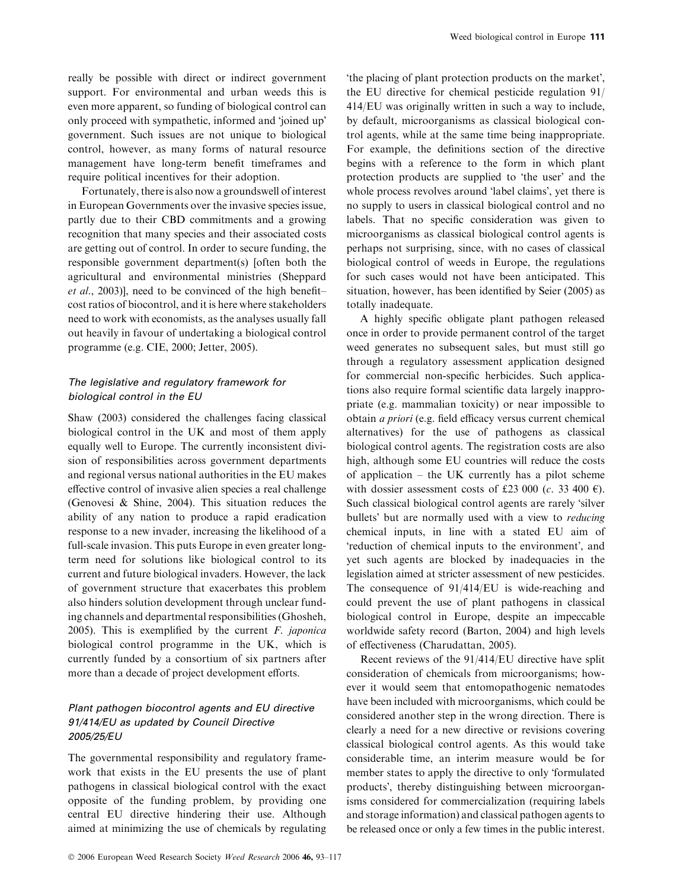really be possible with direct or indirect government support. For environmental and urban weeds this is even more apparent, so funding of biological control can only proceed with sympathetic, informed and 'joined up' government. Such issues are not unique to biological control, however, as many forms of natural resource management have long-term benefit timeframes and require political incentives for their adoption.

Fortunately, there is also now a groundswell of interest in European Governments over the invasive species issue, partly due to their CBD commitments and a growing recognition that many species and their associated costs are getting out of control. In order to secure funding, the responsible government department(s) [often both the agricultural and environmental ministries (Sheppard *et al*., 2003)], need to be convinced of the high benefit–cost ratios of biocontrol, and it is here where stakeholders need to work with economists, as the analyses usually fall out heavily in favour of undertaking a biological control programme (e.g. CIE, 2000; Jetter, 2005).

### *The legislative and regulatory framework for biological control in the EU*

Shaw (2003) considered the challenges facing classical biological control in the UK and most of them apply equally well to Europe. The currently inconsistent division of responsibilities across government departments and regional versus national authorities in the EU makes effective control of invasive alien species a real challenge (Genovesi & Shine, 2004). This situation reduces the ability of any nation to produce a rapid eradication response to a new invader, increasing the likelihood of a full-scale invasion. This puts Europe in even greater long-term need for solutions like biological control to its current and future biological invaders. However, the lack of government structure that exacerbates this problem also hinders solution development through unclear funding channels and departmental responsibilities (Ghosheh, 2005). This is exemplified by the current *F. japonica* biological control programme in the UK, which is currently funded by a consortium of six partners after more than a decade of project development efforts.

### *Plant pathogen biocontrol agents and EU directive 91/414/EU as updated by Council Directive 2005/25/EU*

The governmental responsibility and regulatory framework that exists in the EU presents the use of plant pathogens in classical biological control with the exact opposite of the funding problem, by providing one central EU directive hindering their use. Although aimed at minimizing the use of chemicals by regulating 'the placing of plant protection products on the market', the EU directive for chemical pesticide regulation 91/414/EU was originally written in such a way to include, by default, microorganisms as classical biological control agents, while at the same time being inappropriate. For example, the definitions section of the directive begins with a reference to the form in which plant protection products are supplied to 'the user' and the whole process revolves around 'label claims', yet there is no supply to users in classical biological control and no labels. That no specific consideration was given to microorganisms as classical biological control agents is perhaps not surprising, since, with no cases of classical biological control of weeds in Europe, the regulations for such cases would not have been anticipated. This situation, however, has been identified by Seier (2005) as totally inadequate.

A highly specific obligate plant pathogen released once in order to provide permanent control of the target weed generates no subsequent sales, but must still go through a regulatory assessment application designed for commercial non-specific herbicides. Such applications also require formal scientific data largely inappropriate (e.g. mammalian toxicity) or near impossible to obtain *a priori* (e.g. field efficacy versus current chemical alternatives) for the use of pathogens as classical biological control agents. The registration costs are also high, although some EU countries will reduce the costs of application – the UK currently has a pilot scheme with dossier assessment costs of £23 000 (*c*. 33 400 €). Such classical biological control agents are rarely 'silver bullets' but are normally used with a view to *reducing* chemical inputs, in line with a stated EU aim of 'reduction of chemical inputs to the environment', and yet such agents are blocked by inadequacies in the legislation aimed at stricter assessment of new pesticides. The consequence of 91/414/EU is wide-reaching and could prevent the use of plant pathogens in classical biological control in Europe, despite an impeccable worldwide safety record (Barton, 2004) and high levels of effectiveness (Charudattan, 2005).

Recent reviews of the 91/414/EU directive have split consideration of chemicals from microorganisms; however it would seem that entomopathogenic nematodes have been included with microorganisms, which could be considered another step in the wrong direction. There is clearly a need for a new directive or revisions covering classical biological control agents. As this would take considerable time, an interim measure would be for member states to apply the directive to only 'formulated products', thereby distinguishing between microorganisms considered for commercialization (requiring labels and storage information) and classical pathogen agents to be released once or only a few times in the public interest.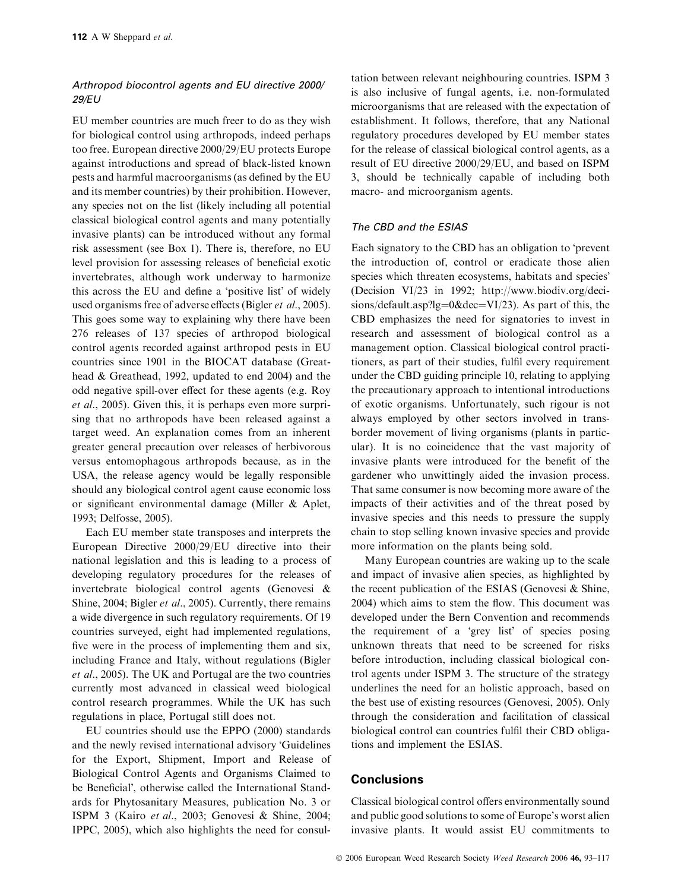### *Arthropod biocontrol agents and EU directive 2000/29/EU*

EU member countries are much freer to do as they wish for biological control using arthropods, indeed perhaps too free. European directive 2000/29/EU protects Europe against introductions and spread of black-listed known pests and harmful macroorganisms (as defined by the EU and its member countries) by their prohibition. However, any species not on the list (likely including all potential classical biological control agents and many potentially invasive plants) can be introduced without any formal risk assessment (see Box 1). There is, therefore, no EU level provision for assessing releases of beneficial exotic invertebrates, although work underway to harmonize this across the EU and define a 'positive list' of widely used organisms free of adverse effects (Bigler *et al*., 2005). This goes some way to explaining why there have been 276 releases of 137 species of arthropod biological control agents recorded against arthropod pests in EU countries since 1901 in the BIOCAT database (Greathead & Greathead, 1992, updated to end 2004) and the odd negative spill-over effect for these agents (e.g. Roy *et al*., 2005). Given this, it is perhaps even more surprising that no arthropods have been released against a target weed. An explanation comes from an inherent greater general precaution over releases of herbivorous versus entomophagous arthropods because, as in the USA, the release agency would be legally responsible should any biological control agent cause economic loss or significant environmental damage (Miller & Aplet, 1993; Delfosse, 2005).

Each EU member state transposes and interprets the European Directive 2000/29/EU directive into their national legislation and this is leading to a process of developing regulatory procedures for the releases of invertebrate biological control agents (Genovesi & Shine, 2004; Bigler *et al*., 2005). Currently, there remains a wide divergence in such regulatory requirements. Of 19 countries surveyed, eight had implemented regulations, five were in the process of implementing them and six, including France and Italy, without regulations (Bigler *et al*., 2005). The UK and Portugal are the two countries currently most advanced in classical weed biological control research programmes. While the UK has such regulations in place, Portugal still does not.

EU countries should use the EPPO (2000) standards and the newly revised international advisory 'Guidelines for the Export, Shipment, Import and Release of Biological Control Agents and Organisms Claimed to be Beneficial', otherwise called the International Standards for Phytosanitary Measures, publication No. 3 or ISPM 3 (Kairo *et al*., 2003; Genovesi & Shine, 2004; IPPC, 2005), which also highlights the need for consultation between relevant neighbouring countries. ISPM 3 is also inclusive of fungal agents, i.e. non-formulated microorganisms that are released with the expectation of establishment. It follows, therefore, that any National regulatory procedures developed by EU member states for the release of classical biological control agents, as a result of EU directive 2000/29/EU, and based on ISPM 3, should be technically capable of including both macro- and microorganism agents.

### *The CBD and the ESIAS*

Each signatory to the CBD has an obligation to 'prevent the introduction of, control or eradicate those alien species which threaten ecosystems, habitats and species' (Decision VI/23 in 1992; http://www.biodiv.org/decisions/default.asp?lg=0&dec=VI/23). As part of this, the CBD emphasizes the need for signatories to invest in research and assessment of biological control as a management option. Classical biological control practitioners, as part of their studies, fulfil every requirement under the CBD guiding principle 10, relating to applying the precautionary approach to intentional introductions of exotic organisms. Unfortunately, such rigour is not always employed by other sectors involved in trans-border movement of living organisms (plants in particular). It is no coincidence that the vast majority of invasive plants were introduced for the benefit of the gardener who unwittingly aided the invasion process. That same consumer is now becoming more aware of the impacts of their activities and of the threat posed by invasive species and this needs to pressure the supply chain to stop selling known invasive species and provide more information on the plants being sold.

Many European countries are waking up to the scale and impact of invasive alien species, as highlighted by the recent publication of the ESIAS (Genovesi & Shine, 2004) which aims to stem the flow. This document was developed under the Bern Convention and recommends the requirement of a 'grey list' of species posing unknown threats that need to be screened for risks before introduction, including classical biological control agents under ISPM 3. The structure of the strategy underlines the need for an holistic approach, based on the best use of existing resources (Genovesi, 2005). Only through the consideration and facilitation of classical biological control can countries fulfil their CBD obligations and implement the ESIAS.

## Conclusions

Classical biological control offers environmentally sound and public good solutions to some of Europe's worst alien invasive plants. It would assist EU commitments to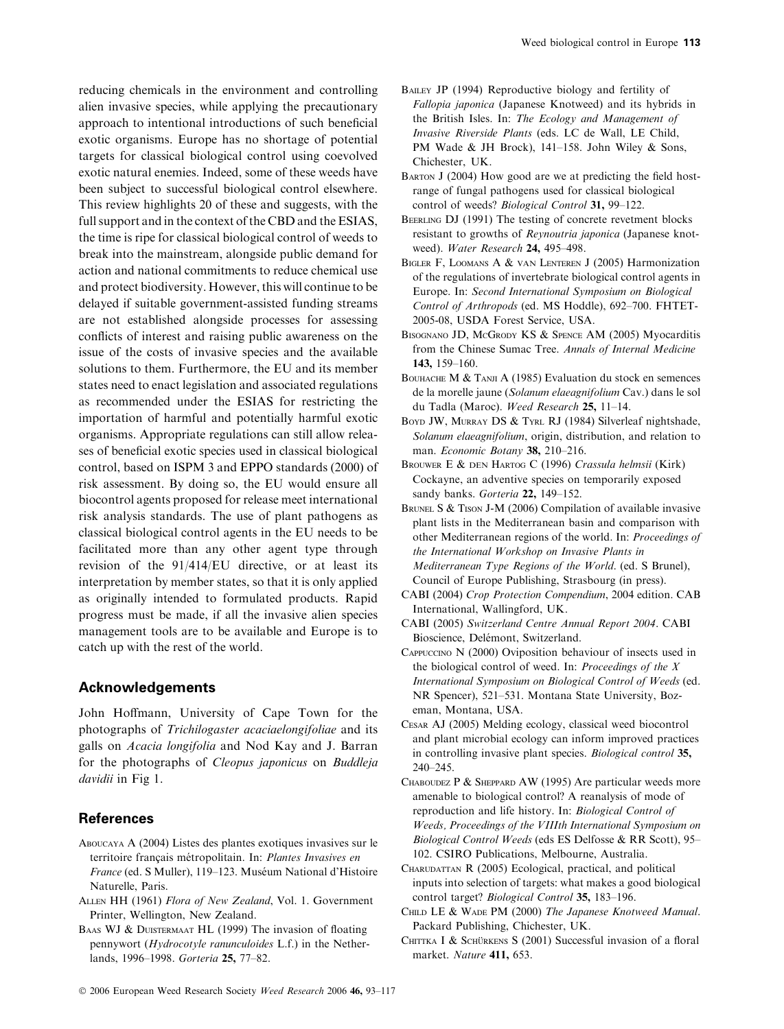reducing chemicals in the environment and controlling alien invasive species, while applying the precautionary approach to intentional introductions of such beneficial exotic organisms. Europe has no shortage of potential targets for classical biological control using coevolved exotic natural enemies. Indeed, some of these weeds have been subject to successful biological control elsewhere. This review highlights 20 of these and suggests, with the full support and in the context of the CBD and the ESIAS, the time is ripe for classical biological control of weeds to break into the mainstream, alongside public demand for action and national commitments to reduce chemical use and protect biodiversity. However, this will continue to be delayed if suitable government-assisted funding streams are not established alongside processes for assessing conflicts of interest and raising public awareness on the issue of the costs of invasive species and the available solutions to them. Furthermore, the EU and its member states need to enact legislation and associated regulations as recommended under the ESIAS for restricting the importation of harmful and potentially harmful exotic organisms. Appropriate regulations can still allow releases of beneficial exotic species used in classical biological control, based on ISPM 3 and EPPO standards (2000) of risk assessment. By doing so, the EU would ensure all biocontrol agents proposed for release meet international risk analysis standards. The use of plant pathogens as classical biological control agents in the EU needs to be facilitated more than any other agent type through revision of the 91/414/EU directive, or at least its interpretation by member states, so that it is only applied as originally intended to formulated products. Rapid progress must be made, if all the invasive alien species management tools are to be available and Europe is to catch up with the rest of the world.

## Acknowledgements

John Hoffmann, University of Cape Town for the photographs of *Trichilogaster acaciaelongifoliae* and its galls on *Acacia longifolia* and Nod Kay and J. Barran for the photographs of *Cleopus japonicus* on *Buddleja davidii* in Fig 1.

## References

Aboucaya A (2004) Listes des plantes exotiques invasives sur le territoire français métropolitain. In: *Plantes Invasives en France* (ed. S Muller), 119–123. Muséum National d'Histoire Naturelle, Paris.

Allen HH (1961) *Flora of New Zealand*, Vol. 1. Government Printer, Wellington, New Zealand.

Baas WJ & Duistermaat HL (1999) The invasion of floating pennywort (*Hydrocotyle ranunculoides* L.f.) in the Netherlands, 1996–1998. *Gorteria* **25,** 77–82.

Bailey JP (1994) Reproductive biology and fertility of *Fallopia japonica* (Japanese Knotweed) and its hybrids in the British Isles. In: *The Ecology and Management of Invasive Riverside Plants* (eds. LC de Wall, LE Child, PM Wade & JH Brock), 141–158. John Wiley & Sons, Chichester, UK.

Barton J (2004) How good are we at predicting the field host-range of fungal pathogens used for classical biological control of weeds? *Biological Control* **31,** 99–122.

Beerling DJ (1991) The testing of concrete revetment blocks resistant to growths of *Reynoutria japonica* (Japanese knotweed). *Water Research* **24,** 495–498.

Bigler F, Loomans A & van Lenteren J (2005) Harmonization of the regulations of invertebrate biological control agents in Europe. In: *Second International Symposium on Biological Control of Arthropods* (ed. MS Hoddle), 692–700. FHTET-2005-08, USDA Forest Service, USA.

Bisognano JD, McGrody KS & Spence AM (2005) Myocarditis from the Chinese Sumac Tree. *Annals of Internal Medicine* **143,** 159–160.

Bouhache M & Tanji A (1985) Evaluation du stock en semences de la morelle jaune (*Solanum elaeagnifolium* Cav.) dans le sol du Tadla (Maroc). *Weed Research* **25,** 11–14.

Boyd JW, Murray DS & Tyrl RJ (1984) Silverleaf nightshade, *Solanum elaeagnifolium*, origin, distribution, and relation to man. *Economic Botany* **38,** 210–216.

Brouwer E & den Hartog C (1996) *Crassula helmsii* (Kirk) Cockayne, an adventive species on temporarily exposed sandy banks. *Gorteria* **22,** 149–152.

Brunel S & Tison J-M (2006) Compilation of available invasive plant lists in the Mediterranean basin and comparison with other Mediterranean regions of the world. In: *Proceedings of the International Workshop on Invasive Plants in Mediterranean Type Regions of the World*. (ed. S Brunel), Council of Europe Publishing, Strasbourg (in press).

CABI (2004) *Crop Protection Compendium*, 2004 edition. CAB International, Wallingford, UK.

CABI (2005) *Switzerland Centre Annual Report 2004*. CABI Bioscience, Delémont, Switzerland.

Cappuccino N (2000) Oviposition behaviour of insects used in the biological control of weed. In: *Proceedings of the X International Symposium on Biological Control of Weeds* (ed. NR Spencer), 521–531. Montana State University, Bozeman, Montana, USA.

Cesar AJ (2005) Melding ecology, classical weed biocontrol and plant microbial ecology can inform improved practices in controlling invasive plant species. *Biological control* **35,** 240–245.

Chaboudez P & Sheppard AW (1995) Are particular weeds more amenable to biological control? A reanalysis of mode of reproduction and life history. In: *Biological Control of Weeds, Proceedings of the VIIIth International Symposium on Biological Control Weeds* (eds ES Delfosse & RR Scott), 95–102. CSIRO Publications, Melbourne, Australia.

Charudattan R (2005) Ecological, practical, and political inputs into selection of targets: what makes a good biological control target? *Biological Control* **35,** 183–196.

Child LE & Wade PM (2000) *The Japanese Knotweed Manual*. Packard Publishing, Chichester, UK.

Chittka I & Schürkens S (2001) Successful invasion of a floral market. *Nature* **411,** 653.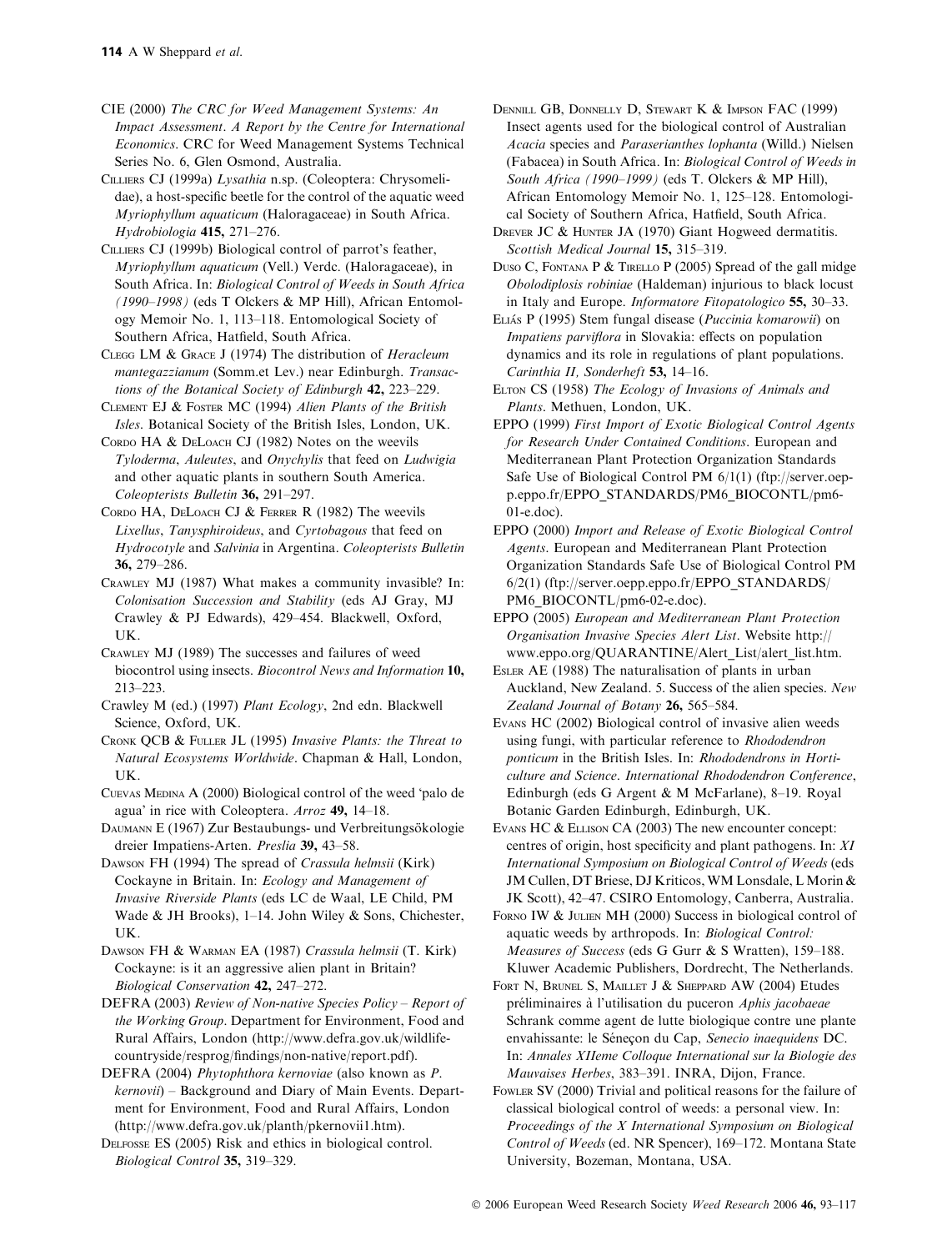CIE (2000) *The CRC for Weed Management Systems: An Impact Assessment. A Report by the Centre for International Economics*. CRC for Weed Management Systems Technical Series No. 6, Glen Osmond, Australia.

Cilliers CJ (1999a) *Lysathia* n.sp. (Coleoptera: Chrysomelidae), a host-specific beetle for the control of the aquatic weed *Myriophyllum aquaticum* (Haloragaceae) in South Africa. *Hydrobiologia* **415,** 271–276.

Cilliers CJ (1999b) Biological control of parrot's feather, *Myriophyllum aquaticum* (Vell.) Verdc. (Haloragaceae), in South Africa. In: *Biological Control of Weeds in South Africa (1990–1998)* (eds T Olckers & MP Hill), African Entomology Memoir No. 1, 113–118. Entomological Society of Southern Africa, Hatfield, South Africa.

Clegg LM & Grace J (1974) The distribution of *Heracleum mantegazzianum* (Somm.et Lev.) near Edinburgh. *Transactions of the Botanical Society of Edinburgh* **42,** 223–229.

Clement EJ & Foster MC (1994) *Alien Plants of the British Isles*. Botanical Society of the British Isles, London, UK.

Cordo HA & DeLoach CJ (1982) Notes on the weevils *Tyloderma*, *Auleutes*, and *Onychylis* that feed on *Ludwigia* and other aquatic plants in southern South America. *Coleopterists Bulletin* **36,** 291–297.

Cordo HA, DeLoach CJ & Ferrer R (1982) The weevils *Lixellus*, *Tanysphiroideus*, and *Cyrtobagous* that feed on *Hydrocotyle* and *Salvinia* in Argentina. *Coleopterists Bulletin* **36,** 279–286.

Crawley MJ (1987) What makes a community invasible? In: *Colonisation Succession and Stability* (eds AJ Gray, MJ Crawley & PJ Edwards), 429–454. Blackwell, Oxford, UK.

Crawley MJ (1989) The successes and failures of weed biocontrol using insects. *Biocontrol News and Information* **10,** 213–223.

Crawley M (ed.) (1997) *Plant Ecology*, 2nd edn. Blackwell Science, Oxford, UK.

Cronk QCB & Fuller JL (1995) *Invasive Plants: the Threat to Natural Ecosystems Worldwide*. Chapman & Hall, London, UK.

Cuevas Medina A (2000) Biological control of the weed 'palo de agua' in rice with Coleoptera. *Arroz* **49,** 14–18.

Daumann E (1967) Zur Bestaubungs- und Verbreitungsökologie dreier Impatiens-Arten. *Preslia* **39,** 43–58.

Dawson FH (1994) The spread of *Crassula helmsii* (Kirk) Cockayne in Britain. In: *Ecology and Management of Invasive Riverside Plants* (eds LC de Waal, LE Child, PM Wade & JH Brooks), 1–14. John Wiley & Sons, Chichester, UK.

Dawson FH & Warman EA (1987) *Crassula helmsii* (T. Kirk) Cockayne: is it an aggressive alien plant in Britain? *Biological Conservation* **42,** 247–272.

DEFRA (2003) *Review of Non-native Species Policy – Report of the Working Group*. Department for Environment, Food and Rural Affairs, London (http://www.defra.gov.uk/wildlife-countryside/resprog/findings/non-native/report.pdf).

DEFRA (2004) *Phytophthora kernoviae (also known as P. kernovii) – Background and Diary of Main Events*. Department for Environment, Food and Rural Affairs, London (http://www.defra.gov.uk/planth/pkernovii1.htm).

Delfosse ES (2005) Risk and ethics in biological control. *Biological Control* **35,** 319–329.

Dennill GB, Donnelly D, Stewart K & Impson FAC (1999) Insect agents used for the biological control of Australian *Acacia* species and *Paraserianthes lophanta* (Willd.) Nielsen (Fabacea) in South Africa. In: *Biological Control of Weeds in South Africa (1990–1999)* (eds T. Olckers & MP Hill), African Entomology Memoir No. 1, 125–128. Entomological Society of Southern Africa, Hatfield, South Africa.

Drever JC & Hunter JA (1970) Giant Hogweed dermatitis. *Scottish Medical Journal* **15,** 315–319.

Duso C, Fontana P & Tirello P (2005) Spread of the gall midge *Obolodiplosis robiniae* (Haldeman) injurious to black locust in Italy and Europe. *Informatore Fitopatologico* **55,** 30–33.

Eliás P (1995) Stem fungal disease (*Puccinia komarowii*) on *Impatiens parviflora* in Slovakia: effects on population dynamics and its role in regulations of plant populations. *Carinthia II, Sonderheft* **53,** 14–16.

Elton CS (1958) *The Ecology of Invasions of Animals and Plants*. Methuen, London, UK.

EPPO (1999) *First Import of Exotic Biological Control Agents for Research Under Contained Conditions*. European and Mediterranean Plant Protection Organization Standards Safe Use of Biological Control PM 6/1(1) (ftp://server.oepp.eppo.fr/EPPO_STANDARDS/PM6_BIOCONTL/pm6-01-e.doc).

EPPO (2000) *Import and Release of Exotic Biological Control Agents*. European and Mediterranean Plant Protection Organization Standards Safe Use of Biological Control PM 6/2(1) (ftp://server.oepp.eppo.fr/EPPO_STANDARDS/PM6_BIOCONTL/pm6-02-e.doc).

EPPO (2005) *European and Mediterranean Plant Protection Organisation Invasive Species Alert List*. Website http://www.eppo.org/QUARANTINE/Alert_List/alert_list.htm.

Esler AE (1988) The naturalisation of plants in urban Auckland, New Zealand. 5. Success of the alien species. *New Zealand Journal of Botany* **26,** 565–584.

Evans HC (2002) Biological control of invasive alien weeds using fungi, with particular reference to *Rhododendron ponticum* in the British Isles. In: *Rhododendrons in Horticulture and Science. International Rhododendron Conference*, Edinburgh (eds G Argent & M McFarlane), 8–19. Royal Botanic Garden Edinburgh, Edinburgh, UK.

Evans HC & Ellison CA (2003) The new encounter concept: centres of origin, host specificity and plant pathogens. In: *XI International Symposium on Biological Control of Weeds* (eds JM Cullen, DT Briese, DJ Kriticos, WM Lonsdale, L Morin & JK Scott), 42–47. CSIRO Entomology, Canberra, Australia.

Forno IW & Julien MH (2000) Success in biological control of aquatic weeds by arthropods. In: *Biological Control: Measures of Success* (eds G Gurr & S Wratten), 159–188. Kluwer Academic Publishers, Dordrecht, The Netherlands.

Fort N, Brunel S, Maillet J & Sheppard AW (2004) Etudes préliminaires à l'utilisation du puceron *Aphis jacobaeae* Schrank comme agent de lutte biologique contre une plante envahissante: le Séneçon du Cap, *Senecio inaequidens* DC. In: *Annales XIIeme Colloque International sur la Biologie des Mauvaises Herbes*, 383–391. INRA, Dijon, France.

Fowler SV (2000) Trivial and political reasons for the failure of classical biological control of weeds: a personal view. In: *Proceedings of the X International Symposium on Biological Control of Weeds* (ed. NR Spencer), 169–172. Montana State University, Bozeman, Montana, USA.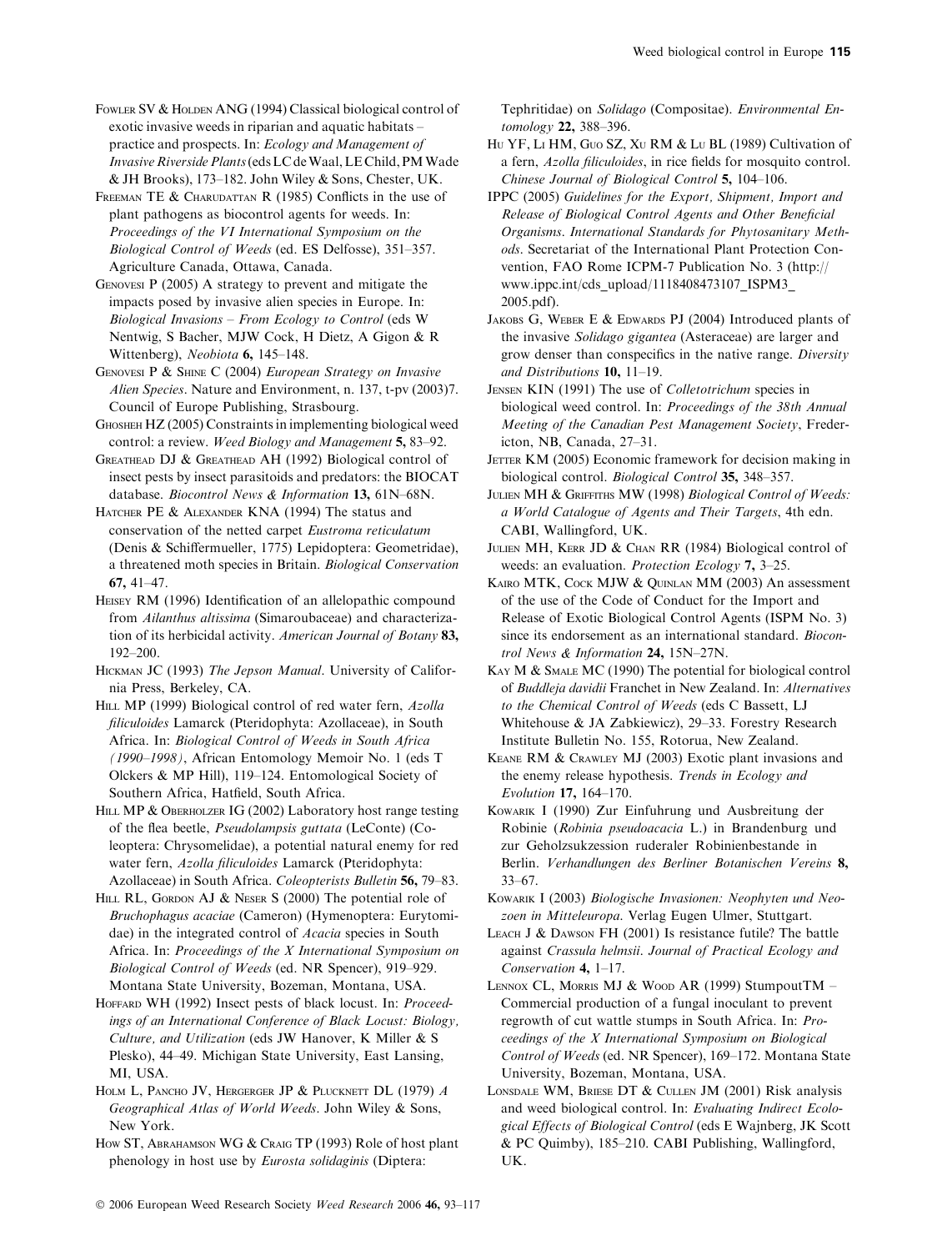Fowler SV & Holden ANG (1994) Classical biological control of exotic invasive weeds in riparian and aquatic habitats – practice and prospects. In: *Ecology and Management of Invasive Riverside Plants* (eds LC de Waal, LE Child, PM Wade & JH Brooks), 173–182. John Wiley & Sons, Chester, UK.

Freeman TE & Charudattan R (1985) Conflicts in the use of plant pathogens as biocontrol agents for weeds. In: *Proceedings of the VI International Symposium on the Biological Control of Weeds* (ed. ES Delfosse), 351–357. Agriculture Canada, Ottawa, Canada.

Genovesi P (2005) A strategy to prevent and mitigate the impacts posed by invasive alien species in Europe. In: *Biological Invasions – From Ecology to Control* (eds W Nentwig, S Bacher, MJW Cock, H Dietz, A Gigon & R Wittenberg), *Neobiota* **6,** 145–148.

Genovesi P & Shine C (2004) *European Strategy on Invasive Alien Species*. Nature and Environment, n. 137, t-pv (2003)7. Council of Europe Publishing, Strasbourg.

Ghosheh HZ (2005) Constraints in implementing biological weed control: a review. *Weed Biology and Management* **5,** 83–92.

Greathead DJ & Greathead AH (1992) Biological control of insect pests by insect parasitoids and predators: the BIOCAT database. *Biocontrol News & Information* **13,** 61N–68N.

Hatcher PE & Alexander KNA (1994) The status and conservation of the netted carpet *Eustroma reticulatum* (Denis & Schiffermueller, 1775) Lepidoptera: Geometridae), a threatened moth species in Britain. *Biological Conservation* **67,** 41–47.

Heisey RM (1996) Identification of an allelopathic compound from *Ailanthus altissima* (Simaroubaceae) and characterization of its herbicidal activity. *American Journal of Botany* **83,** 192–200.

Hickman JC (1993) *The Jepson Manual*. University of California Press, Berkeley, CA.

Hill MP (1999) Biological control of red water fern, *Azolla filiculoides* Lamarck (Pteridophyta: Azollaceae), in South Africa. In: *Biological Control of Weeds in South Africa (1990–1998)*, African Entomology Memoir No. 1 (eds T Olckers & MP Hill), 119–124. Entomological Society of Southern Africa, Hatfield, South Africa.

Hill MP & Oberholzer IG (2002) Laboratory host range testing of the flea beetle, *Pseudolampsis guttata* (LeConte) (Coleoptera: Chrysomelidae), a potential natural enemy for red water fern, *Azolla filiculoides* Lamarck (Pteridophyta: Azollaceae) in South Africa. *Coleopterists Bulletin* **56,** 79–83.

Hill RL, Gordon AJ & Neser S (2000) The potential role of *Bruchophagus acaciae* (Cameron) (Hymenoptera: Eurytomidae) in the integrated control of *Acacia* species in South Africa. In: *Proceedings of the X International Symposium on Biological Control of Weeds* (ed. NR Spencer), 919–929. Montana State University, Bozeman, Montana, USA.

Hoffard WH (1992) Insect pests of black locust. In: *Proceedings of an International Conference of Black Locust: Biology, Culture, and Utilization* (eds JW Hanover, K Miller & S Plesko), 44–49. Michigan State University, East Lansing, MI, USA.

Holm L, Pancho JV, Hergerger JP & Plucknett DL (1979) *A Geographical Atlas of World Weeds*. John Wiley & Sons, New York.

How ST, Abrahamson WG & Craig TP (1993) Role of host plant phenology in host use by *Eurosta solidaginis* (Diptera: Tephritidae) on *Solidago* (Compositae). *Environmental Entomology* **22,** 388–396.

Hu YF, Li HM, Guo SZ, Xu RM & Lu BL (1989) Cultivation of a fern, *Azolla filiculoides*, in rice fields for mosquito control. *Chinese Journal of Biological Control* **5,** 104–106.

IPPC (2005) *Guidelines for the Export, Shipment, Import and Release of Biological Control Agents and Other Beneficial Organisms*. *International Standards for Phytosanitary Methods*. Secretariat of the International Plant Protection Convention, FAO Rome ICPM-7 Publication No. 3 (http://www.ippc.int/cds_upload/1118408473107_ISPM3_2005.pdf).

Jakobs G, Weber E & Edwards PJ (2004) Introduced plants of the invasive *Solidago gigantea* (Asteraceae) are larger and grow denser than conspecifics in the native range. *Diversity and Distributions* **10,** 11–19.

Jensen KIN (1991) The use of *Colletotrichum* species in biological weed control. In: *Proceedings of the 38th Annual Meeting of the Canadian Pest Management Society*, Fredericton, NB, Canada, 27–31.

Jetter KM (2005) Economic framework for decision making in biological control. *Biological Control* **35,** 348–357.

Julien MH & Griffiths MW (1998) *Biological Control of Weeds: a World Catalogue of Agents and Their Targets*, 4th edn. CABI, Wallingford, UK.

Julien MH, Kerr JD & Chan RR (1984) Biological control of weeds: an evaluation. *Protection Ecology* **7,** 3–25.

Kairo MTK, Cock MJW & Quinlan MM (2003) An assessment of the use of the Code of Conduct for the Import and Release of Exotic Biological Control Agents (ISPM No. 3) since its endorsement as an international standard. *Biocontrol News & Information* **24,** 15N–27N.

Kay M & Smale MC (1990) The potential for biological control of *Buddleja davidii* Franchet in New Zealand. In: *Alternatives to the Chemical Control of Weeds* (eds C Bassett, LJ Whitehouse & JA Zabkiewicz), 29–33. Forestry Research Institute Bulletin No. 155, Rotorua, New Zealand.

Keane RM & Crawley MJ (2003) Exotic plant invasions and the enemy release hypothesis. *Trends in Ecology and Evolution* **17,** 164–170.

Kowarik I (1990) Zur Einfuhrung und Ausbreitung der Robinie (*Robinia pseudoacacia* L.) in Brandenburg und zur Geholzsukzession ruderaler Robinienbestande in Berlin. *Verhandlungen des Berliner Botanischen Vereins* **8,** 33–67.

Kowarik I (2003) *Biologische Invasionen: Neophyten und Neozoen in Mitteleuropa.* Verlag Eugen Ulmer, Stuttgart.

Leach J & Dawson FH (2001) Is resistance futile? The battle against *Crassula helmsii*. *Journal of Practical Ecology and Conservation* **4,** 1–17.

Lennox CL, Morris MJ & Wood AR (1999) StumpoutTM – Commercial production of a fungal inoculant to prevent regrowth of cut wattle stumps in South Africa. In: *Proceedings of the X International Symposium on Biological Control of Weeds* (ed. NR Spencer), 169–172. Montana State University, Bozeman, Montana, USA.

Lonsdale WM, Briese DT & Cullen JM (2001) Risk analysis and weed biological control. In: *Evaluating Indirect Ecological Effects of Biological Control* (eds E Wajnberg, JK Scott & PC Quimby), 185–210. CABI Publishing, Wallingford, UK.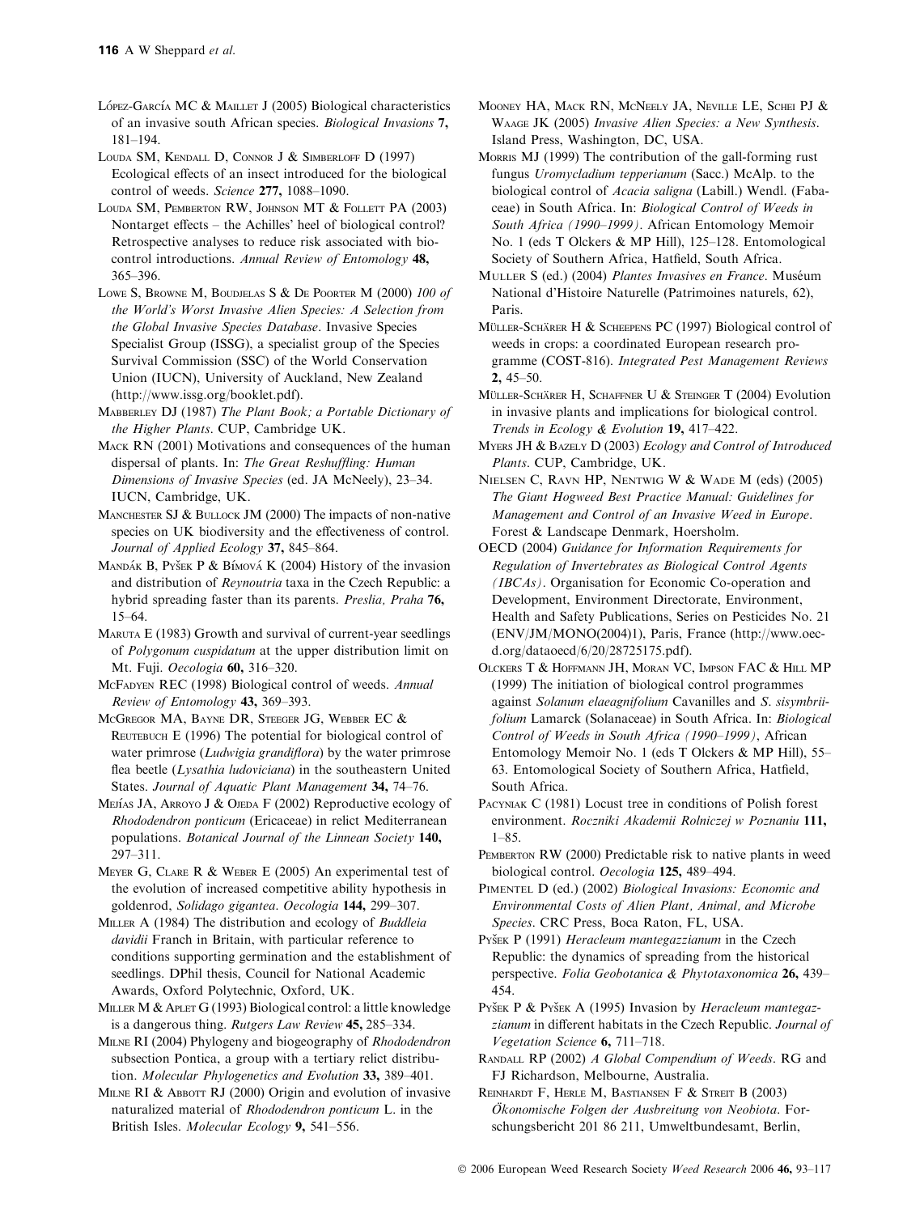López-García MC & Maillet J (2005) Biological characteristics of an invasive south African species. *Biological Invasions* **7,** 181–194.

Louda SM, Kendall D, Connor J & Simberloff D (1997) Ecological effects of an insect introduced for the biological control of weeds. *Science* **277,** 1088–1090.

Louda SM, Pemberton RW, Johnson MT & Follett PA (2003) Nontarget effects – the Achilles' heel of biological control? Retrospective analyses to reduce risk associated with biocontrol introductions. *Annual Review of Entomology* **48,** 365–396.

Lowe S, Browne M, Boudjelas S & De Poorter M (2000) *100 of the World's Worst Invasive Alien Species: A Selection from the Global Invasive Species Database*. Invasive Species Specialist Group (ISSG), a specialist group of the Species Survival Commission (SSC) of the World Conservation Union (IUCN), University of Auckland, New Zealand (http://www.issg.org/booklet.pdf).

Mabberley DJ (1987) *The Plant Book; a Portable Dictionary of the Higher Plants*. CUP, Cambridge UK.

Mack RN (2001) Motivations and consequences of the human dispersal of plants. In: *The Great Reshuffling: Human Dimensions of Invasive Species* (ed. JA McNeely), 23–34. IUCN, Cambridge, UK.

Manchester SJ & Bullock JM (2000) The impacts of non-native species on UK biodiversity and the effectiveness of control. *Journal of Applied Ecology* **37,** 845–864.

Mandák B, Pyšek P & Bímová K (2004) History of the invasion and distribution of *Reynoutria* taxa in the Czech Republic: a hybrid spreading faster than its parents. *Preslia, Praha* **76,** 15–64.

Maruta E (1983) Growth and survival of current-year seedlings of *Polygonum cuspidatum* at the upper distribution limit on Mt. Fuji. *Oecologia* **60,** 316–320.

McFadyen REC (1998) Biological control of weeds. *Annual Review of Entomology* **43,** 369–393.

McGregor MA, Bayne DR, Steeger JG, Webber EC & Reutebuch E (1996) The potential for biological control of water primrose (*Ludwigia grandiflora*) by the water primrose flea beetle (*Lysathia ludoviciana*) in the southeastern United States. *Journal of Aquatic Plant Management* **34,** 74–76.

Mejías JA, Arroyo J & Ojeda F (2002) Reproductive ecology of *Rhododendron ponticum* (Ericaceae) in relict Mediterranean populations. *Botanical Journal of the Linnean Society* **140,** 297–311.

Meyer G, Clare R & Weber E (2005) An experimental test of the evolution of increased competitive ability hypothesis in goldenrod, *Solidago gigantea*. *Oecologia* **144,** 299–307.

Miller A (1984) The distribution and ecology of *Buddleia davidii* Franch in Britain, with particular reference to conditions supporting germination and the establishment of seedlings. DPhil thesis, Council for National Academic Awards, Oxford Polytechnic, Oxford, UK.

Miller M & Aplet G (1993) Biological control: a little knowledge is a dangerous thing. *Rutgers Law Review* **45,** 285–334.

Milne RI (2004) Phylogeny and biogeography of *Rhododendron* subsection Pontica, a group with a tertiary relict distribution. *Molecular Phylogenetics and Evolution* **33,** 389–401.

Milne RI & Abbott RJ (2000) Origin and evolution of invasive naturalized material of *Rhododendron ponticum* L. in the British Isles. *Molecular Ecology* **9,** 541–556.

Mooney HA, Mack RN, McNeely JA, Neville LE, Schei PJ & Waage JK (2005) *Invasive Alien Species: a New Synthesis*. Island Press, Washington, DC, USA.

Morris MJ (1999) The contribution of the gall-forming rust fungus *Uromycladium tepperianum* (Sacc.) McAlp. to the biological control of *Acacia saligna* (Labill.) Wendl. (Fabaceae) in South Africa. In: *Biological Control of Weeds in South Africa (1990–1999)*. African Entomology Memoir No. 1 (eds T Olckers & MP Hill), 125–128. Entomological Society of Southern Africa, Hatfield, South Africa.

Muller S (ed.) (2004) *Plantes Invasives en France*. Muséum National d'Histoire Naturelle (Patrimoines naturels, 62), Paris.

Müller-Schärer H & Scheepens PC (1997) Biological control of weeds in crops: a coordinated European research programme (COST-816). *Integrated Pest Management Reviews* **2,** 45–50.

Müller-Schärer H, Schaffner U & Steinger T (2004) Evolution in invasive plants and implications for biological control. *Trends in Ecology & Evolution* **19,** 417–422.

Myers JH & Bazely D (2003) *Ecology and Control of Introduced Plants*. CUP, Cambridge, UK.

Nielsen C, Ravn HP, Nentwig W & Wade M (eds) (2005) *The Giant Hogweed Best Practice Manual: Guidelines for Management and Control of an Invasive Weed in Europe*. Forest & Landscape Denmark, Hoersholm.

OECD (2004) *Guidance for Information Requirements for Regulation of Invertebrates as Biological Control Agents (IBCAs)*. Organisation for Economic Co-operation and Development, Environment Directorate, Environment, Health and Safety Publications, Series on Pesticides No. 21 (ENV/JM/MONO(2004)1), Paris, France (http://www.oecd.org/dataoecd/6/20/28725175.pdf).

Olckers T & Hoffmann JH, Moran VC, Impson FAC & Hill MP (1999) The initiation of biological control programmes against *Solanum elaeagnifolium* Cavanilles and *S. sisymbriifolium* Lamarck (Solanaceae) in South Africa. In: *Biological Control of Weeds in South Africa (1990–1999)*, African Entomology Memoir No. 1 (eds T Olckers & MP Hill), 55–63. Entomological Society of Southern Africa, Hatfield, South Africa.

Pacyniak C (1981) Locust tree in conditions of Polish forest environment. *Roczniki Akademii Rolniczej w Poznaniu* **111,** 1–85.

Pemberton RW (2000) Predictable risk to native plants in weed biological control. *Oecologia* **125,** 489–494.

Pimentel D (ed.) (2002) *Biological Invasions: Economic and Environmental Costs of Alien Plant, Animal, and Microbe Species*. CRC Press, Boca Raton, FL, USA.

Pyšek P (1991) *Heracleum mantegazzianum* in the Czech Republic: the dynamics of spreading from the historical perspective. *Folia Geobotanica & Phytotaxonomica* **26,** 439–454.

Pyšek P & Pyšek A (1995) Invasion by *Heracleum mantegazzianum* in different habitats in the Czech Republic. *Journal of Vegetation Science* **6,** 711–718.

Randall RP (2002) *A Global Compendium of Weeds*. RG and FJ Richardson, Melbourne, Australia.

Reinhardt F, Herle M, Bastiansen F & Streit B (2003) *Ökonomische Folgen der Ausbreitung von Neobiota*. Forschungsbericht 201 86 211, Umweltbundesamt, Berlin,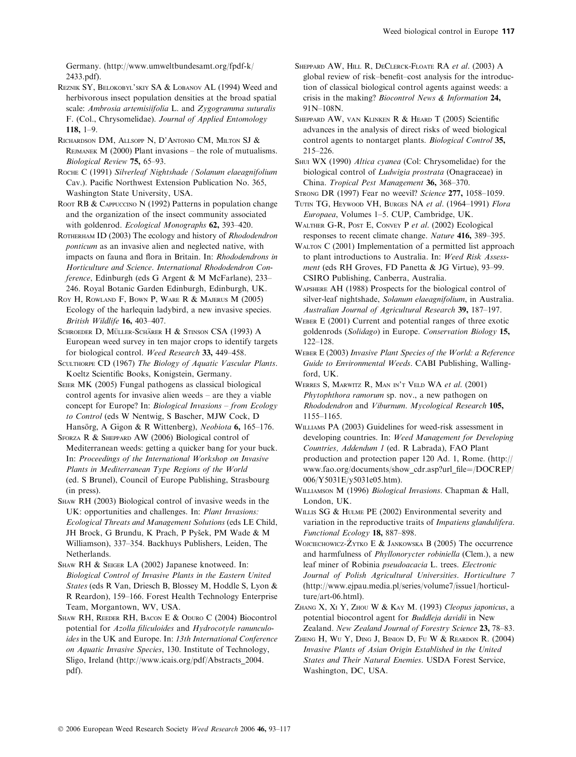Germany. (http://www.umweltbundesamt.org/fpdf-k/2433.pdf).

Reznik SY, Belokobyl'skiy SA & Lobanov AL (1994) Weed and herbivorous insect population densities at the broad spatial scale: *Ambrosia artemisiifolia* L. and *Zygogramma suturalis* F. (Col., Chrysomelidae). *Journal of Applied Entomology* **118,** 1–9.

Richardson DM, Allsopp N, D'Antonio CM, Milton SJ & Rejmanek M (2000) Plant invasions – the role of mutualisms. *Biological Review* **75,** 65–93.

Roche C (1991) *Silverleaf Nightshade (Solanum elaeagnifolium* Cav.). Pacific Northwest Extension Publication No. 365, Washington State University, USA.

Root RB & Cappuccino N (1992) Patterns in population change and the organization of the insect community associated with goldenrod. *Ecological Monographs* **62,** 393–420.

Rotherham ID (2003) The ecology and history of *Rhododendron ponticum* as an invasive alien and neglected native, with impacts on fauna and flora in Britain. In: *Rhododendrons in Horticulture and Science*. *International Rhododendron Conference*, Edinburgh (eds G Argent & M McFarlane), 233–246. Royal Botanic Garden Edinburgh, Edinburgh, UK.

Roy H, Rowland F, Bown P, Ware R & Majerus M (2005) Ecology of the harlequin ladybird, a new invasive species. *British Wildlife* **16,** 403–407.

Schroeder D, Müller-Schärer H & Stinson CSA (1993) A European weed survey in ten major crops to identify targets for biological control. *Weed Research* **33,** 449–458.

Sculthorpe CD (1967) *The Biology of Aquatic Vascular Plants*. Koeltz Scientific Books, Konigstein, Germany.

Seier MK (2005) Fungal pathogens as classical biological control agents for invasive alien weeds – are they a viable concept for Europe? In: *Biological Invasions – from Ecology to Control* (eds W Nentwig, S Bascher, MJW Cock, D Hansörg, A Gigon & R Wittenberg), *Neobiota* **6,** 165–176.

Sforza R & Sheppard AW (2006) Biological control of Mediterranean weeds: getting a quicker bang for your buck. In: *Proceedings of the International Workshop on Invasive Plants in Mediterranean Type Regions of the World* (ed. S Brunel), Council of Europe Publishing, Strasbourg (in press).

Shaw RH (2003) Biological control of invasive weeds in the UK: opportunities and challenges. In: *Plant Invasions: Ecological Threats and Management Solutions* (eds LE Child, JH Brock, G Brundu, K Prach, P Pyšek, PM Wade & M Williamson), 337–354. Backhuys Publishers, Leiden, The Netherlands.

Shaw RH & Seiger LA (2002) Japanese knotweed. In: *Biological Control of Invasive Plants in the Eastern United States* (eds R Van, Driesch B, Blossey M, Hoddle S, Lyon & R Reardon), 159–166. Forest Health Technology Enterprise Team, Morgantown, WV, USA.

Shaw RH, Reeder RH, Bacon E & Oduro C (2004) Biocontrol potential for *Azolla filiculoides* and *Hydrocotyle ranunculoides* in the UK and Europe. In: *13th International Conference on Aquatic Invasive Species*, 130. Institute of Technology, Sligo, Ireland (http://www.icais.org/pdf/Abstracts_2004.pdf).

Sheppard AW, Hill R, DeClerck-Floate RA *et al*. (2003) A global review of risk–benefit–cost analysis for the introduction of classical biological control agents against weeds: a crisis in the making? *Biocontrol News & Information* **24,** 91N–108N.

Sheppard AW, van Klinken R & Heard T (2005) Scientific advances in the analysis of direct risks of weed biological control agents to nontarget plants. *Biological Control* **35,** 215–226.

Shui WX (1990) *Altica cyanea* (Col: Chrysomelidae) for the biological control of *Ludwigia prostrata* (Onagraceae) in China. *Tropical Pest Management* **36,** 368–370.

Strong DR (1997) Fear no weevil? *Science* **277,** 1058–1059.

Tutin TG, Heywood VH, Burges NA *et al*. (1964–1991) *Flora Europaea*, Volumes 1–5. CUP, Cambridge, UK.

Walther G-R, Post E, Convey P *et al*. (2002) Ecological responses to recent climate change. *Nature* **416,** 389–395.

Walton C (2001) Implementation of a permitted list approach to plant introductions to Australia. In: *Weed Risk Assessment* (eds RH Groves, FD Panetta & JG Virtue), 93–99. CSIRO Publishing, Canberra, Australia.

Wapshere AH (1988) Prospects for the biological control of silver-leaf nightshade, *Solanum elaeagnifolium*, in Australia. *Australian Journal of Agricultural Research* **39,** 187–197.

Weber E (2001) Current and potential ranges of three exotic goldenrods (*Solidago*) in Europe. *Conservation Biology* **15,** 122–128.

Weber E (2003) *Invasive Plant Species of the World: a Reference Guide to Environmental Weeds*. CABI Publishing, Wallingford, UK.

Werres S, Marwitz R, Man in't Veld WA *et al*. (2001) *Phytophthora ramorum* sp. nov., a new pathogen on *Rhododendron* and *Viburnum*. *Mycological Research* **105,** 1155–1165.

Williams PA (2003) Guidelines for weed-risk assessment in developing countries. In: *Weed Management for Developing Countries, Addendum 1* (ed. R Labrada), FAO Plant production and protection paper 120 Ad. 1, Rome. (http://www.fao.org/documents/show_cdr.asp?url_file=/DOCREP/006/Y5031E/y5031e05.htm).

Williamson M (1996) *Biological Invasions*. Chapman & Hall, London, UK.

Willis SG & Hulme PE (2002) Environmental severity and variation in the reproductive traits of *Impatiens glandulifera*. *Functional Ecology* **18,** 887–898.

Wojciechowicz-Żytko E & Jankowska B (2005) The occurrence and harmfulness of *Phyllonorycter robiniella* (Clem.), a new leaf miner of Robinia *pseudoacacia* L. trees. *Electronic Journal of Polish Agricultural Universities*. *Horticulture 7* (http://www.ejpau.media.pl/series/volume7/issue1/horticulture/art-06.html).

Zhang X, Xi Y, Zhou W & Kay M. (1993) *Cleopus japonicus*, a potential biocontrol agent for *Buddleja davidii* in New Zealand. *New Zealand Journal of Forestry Science* **23,** 78–83.

Zheng H, Wu Y, Ding J, Binion D, Fu W & Reardon R. (2004) *Invasive Plants of Asian Origin Established in the United States and Their Natural Enemies*. USDA Forest Service, Washington, DC, USA.